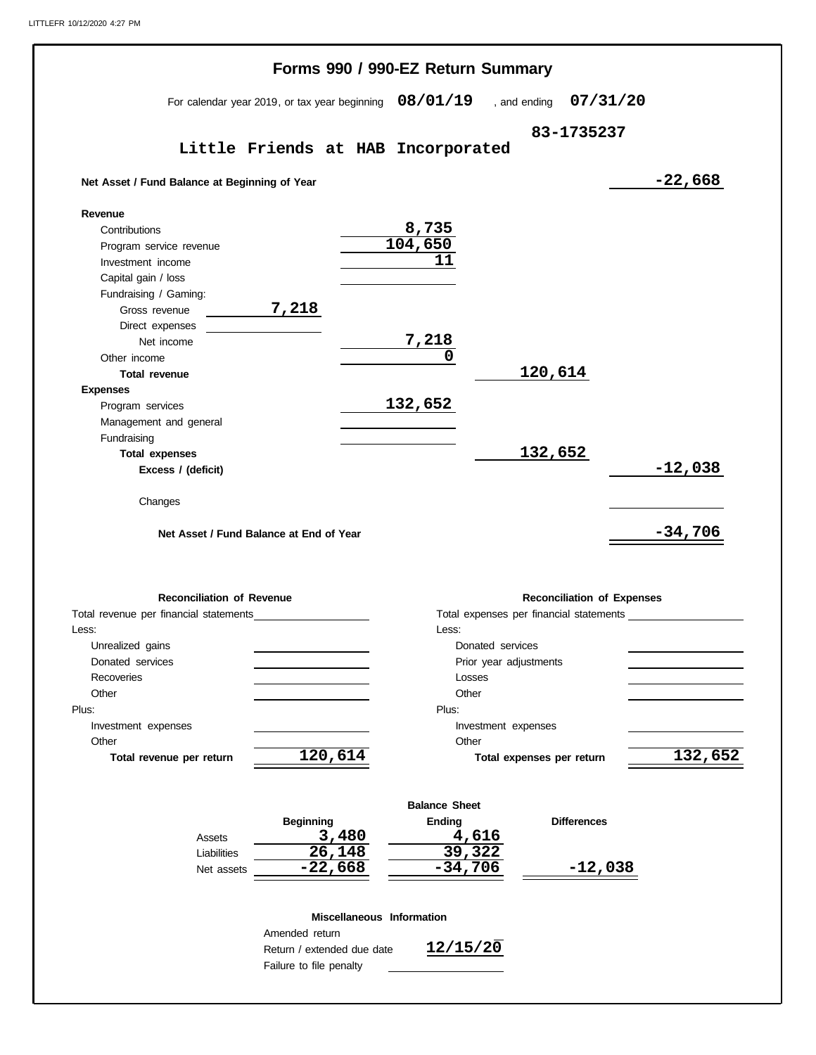# Forms 990 / 990-EZ Return Summary

For calendar year 2019, or tax year beginning **08/01/19** , and ending **07/31/20**

**Little Friends at HAB Incorporated** **83-1735237**

| | | | | |
|---|---|---|---|---|
| **Net Asset / Fund Balance at Beginning of Year** | | | | -22,668 |
| **Revenue** | | | | |
| Contributions | | 8,735 | | |
| Program service revenue | | 104,650 | | |
| Investment income | | 11 | | |
| Capital gain / loss | | | | |
| Fundraising / Gaming: | | | | |
| Gross revenue | 7,218 | | | |
| Direct expenses | | | | |
| Net income | | 7,218 | | |
| Other income | | 0 | | |
| **Total revenue** | | | 120,614 | |
| **Expenses** | | | | |
| Program services | | 132,652 | | |
| Management and general | | | | |
| Fundraising | | | | |
| **Total expenses** | | | 132,652 | |
| **Excess / (deficit)** | | | | -12,038 |
| Changes | | | | |
| **Net Asset / Fund Balance at End of Year** | | | | -34,706 |

| **Reconciliation of Revenue** | | **Reconciliation of Expenses** | |
|---|---|---|---|
| Total revenue per financial statements | | Total expenses per financial statements | |
| Less: | | Less: | |
| Unrealized gains | | Donated services | |
| Donated services | | Prior year adjustments | |
| Recoveries | | Losses | |
| Other | | Other | |
| Plus: | | Plus: | |
| Investment expenses | | Investment expenses | |
| Other | | Other | |
| **Total revenue per return** | 120,614 | **Total expenses per return** | 132,652 |

**Balance Sheet**

| | Beginning | Ending | Differences |
|---|---|---|---|
| Assets | 3,480 | 4,616 | |
| Liabilities | 26,148 | 39,322 | |
| Net assets | -22,668 | -34,706 | -12,038 |

**Miscellaneous Information**

| | |
|---|---|
| Amended return | |
| Return / extended due date | 12/15/20 |
| Failure to file penalty | |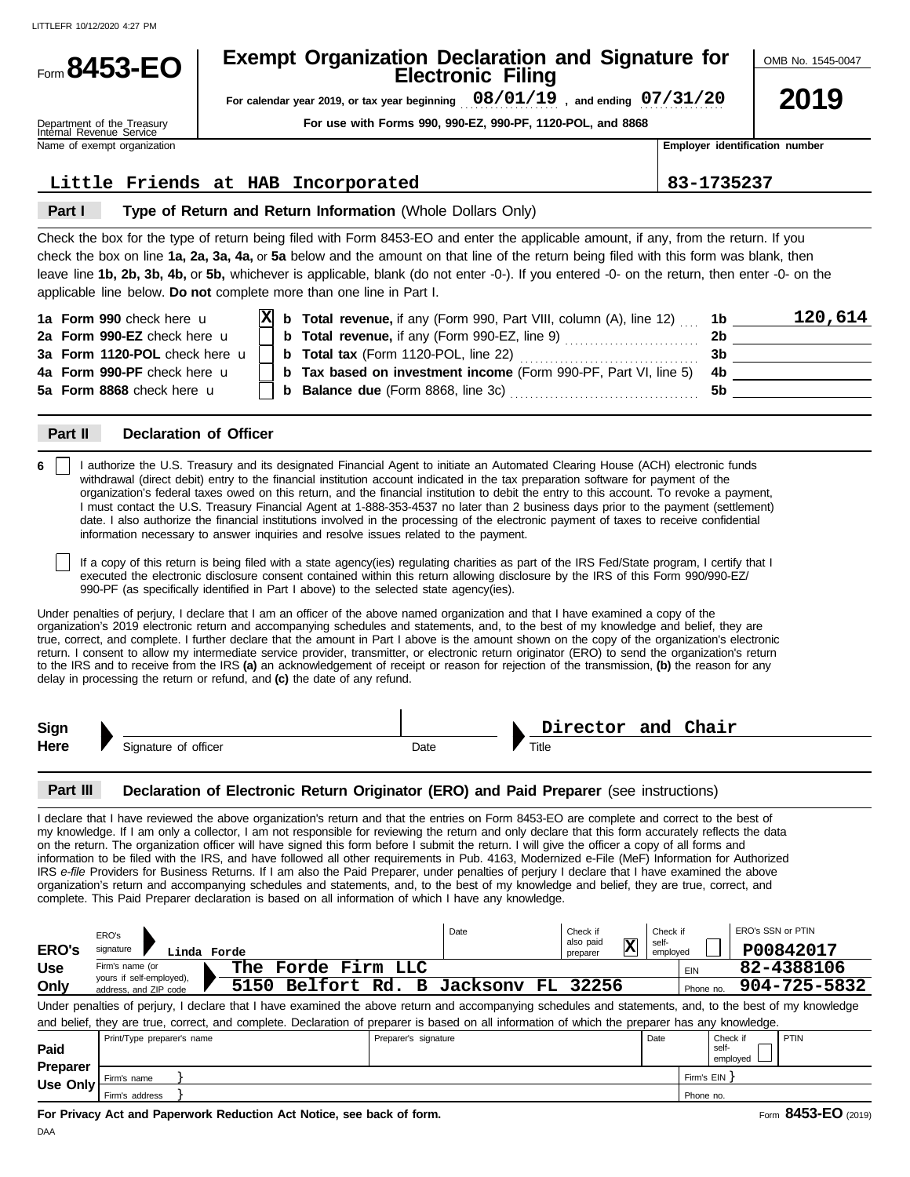Form **8453-EO**

Department of the Treasury
Internal Revenue Service

# Exempt Organization Declaration and Signature for Electronic Filing

For calendar year 2019, or tax year beginning 08/01/19 , and ending 07/31/20

For use with Forms 990, 990-EZ, 990-PF, 1120-POL, and 8868

OMB No. 1545-0047

**2019**

| Name of exempt organization | Employer identification number |
|---|---|
| Little Friends at HAB Incorporated | 83-1735237 |

## Part I Type of Return and Return Information (Whole Dollars Only)

Check the box for the type of return being filed with Form 8453-EO and enter the applicable amount, if any, from the return. If you check the box on line **1a, 2a, 3a, 4a,** or **5a** below and the amount on that line of the return being filed with this form was blank, then leave line **1b, 2b, 3b, 4b,** or **5b,** whichever is applicable, blank (do not enter -0-). If you entered -0- on the return, then enter -0- on the applicable line below. **Do not** complete more than one line in Part I.

| | | | | |
|---|---|---|---|---|
| **1a Form 990** check here | X | **b Total revenue,** if any (Form 990, Part VIII, column (A), line 12) | 1b | 120,614 |
| **2a Form 990-EZ** check here | | **b Total revenue,** if any (Form 990-EZ, line 9) | 2b | |
| **3a Form 1120-POL** check here | | **b Total tax** (Form 1120-POL, line 22) | 3b | |
| **4a Form 990-PF** check here | | **b Tax based on investment income** (Form 990-PF, Part VI, line 5) | 4b | |
| **5a Form 8868** check here | | **b Balance due** (Form 8868, line 3c) | 5b | |

## Part II Declaration of Officer

**6** ☐ I authorize the U.S. Treasury and its designated Financial Agent to initiate an Automated Clearing House (ACH) electronic funds withdrawal (direct debit) entry to the financial institution account indicated in the tax preparation software for payment of the organization's federal taxes owed on this return, and the financial institution to debit the entry to this account. To revoke a payment, I must contact the U.S. Treasury Financial Agent at 1-888-353-4537 no later than 2 business days prior to the payment (settlement) date. I also authorize the financial institutions involved in the processing of the electronic payment of taxes to receive confidential information necessary to answer inquiries and resolve issues related to the payment.

☐ If a copy of this return is being filed with a state agency(ies) regulating charities as part of the IRS Fed/State program, I certify that I executed the electronic disclosure consent contained within this return allowing disclosure by the IRS of this Form 990/990-EZ/990-PF (as specifically identified in Part I above) to the selected state agency(ies).

Under penalties of perjury, I declare that I am an officer of the above named organization and that I have examined a copy of the organization's 2019 electronic return and accompanying schedules and statements, and, to the best of my knowledge and belief, they are true, correct, and complete. I further declare that the amount in Part I above is the amount shown on the copy of the organization's electronic return. I consent to allow my intermediate service provider, transmitter, or electronic return originator (ERO) to send the organization's return to the IRS and to receive from the IRS **(a)** an acknowledgement of receipt or reason for rejection of the transmission, **(b)** the reason for any delay in processing the return or refund, and **(c)** the date of any refund.

**Sign Here** Signature of officer ______ Date ______ Title: Director and Chair

## Part III Declaration of Electronic Return Originator (ERO) and Paid Preparer (see instructions)

I declare that I have reviewed the above organization's return and that the entries on Form 8453-EO are complete and correct to the best of my knowledge. If I am only a collector, I am not responsible for reviewing the return and only declare that this form accurately reflects the data on the return. The organization officer will have signed this form before I submit the return. I will give the officer a copy of all forms and information to be filed with the IRS, and have followed all other requirements in Pub. 4163, Modernized e-File (MeF) Information for Authorized IRS *e-file* Providers for Business Returns. If I am also the Paid Preparer, under penalties of perjury I declare that I have examined the above organization's return and accompanying schedules and statements, and, to the best of my knowledge and belief, they are true, correct, and complete. This Paid Preparer declaration is based on all information of which I have any knowledge.

| **ERO's Use Only** | | | | |
|---|---|---|---|---|
| ERO's signature: Linda Forde | Date | Check if also paid preparer: X | Check if self-employed: ☐ | ERO's SSN or PTIN: P00842017 |
| Firm's name (or yours if self-employed), address, and ZIP code | The Forde Firm LLC | | EIN | 82-4388106 |
| | 5150 Belfort Rd. B Jacksonv FL 32256 | | Phone no. | 904-725-5832 |

Under penalties of perjury, I declare that I have examined the above return and accompanying schedules and statements, and, to the best of my knowledge and belief, they are true, correct, and complete. Declaration of preparer is based on all information of which the preparer has any knowledge.

| **Paid Preparer Use Only** | | | | |
|---|---|---|---|---|
| Print/Type preparer's name | Preparer's signature | Date | Check if self-employed ☐ | PTIN |
| Firm's name | | | Firm's EIN | |
| Firm's address | | | Phone no. | |

**For Privacy Act and Paperwork Reduction Act Notice, see back of form.**

Form **8453-EO** (2019)

DAA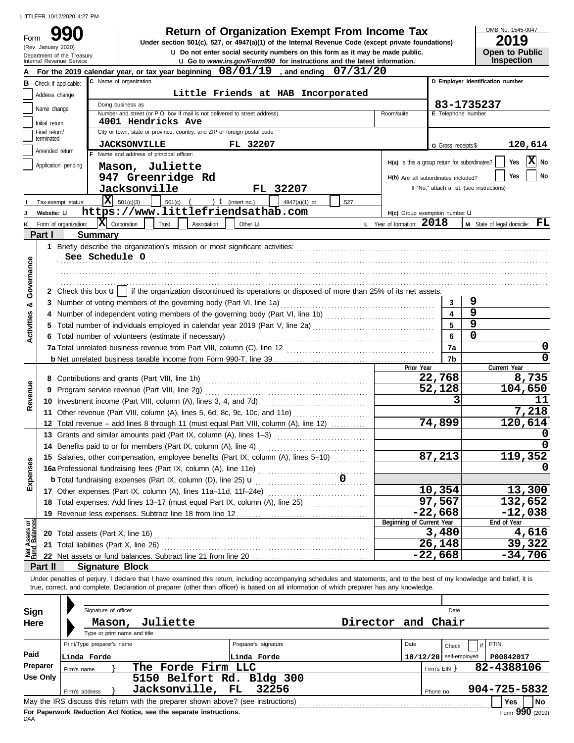LITTLEFR 10/12/2020 4:27 PM

Form **990** (Rev. January 2020) Department of the Treasury Internal Revenue Service

# Return of Organization Exempt From Income Tax

**Under section 501(c), 527, or 4947(a)(1) of the Internal Revenue Code (except private foundations)**

u Do not enter social security numbers on this form as it may be made public.

u Go to *www.irs.gov/Form990* for instructions and the latest information.

OMB No. 1545-0047

**2019**

**Open to Public Inspection**

**A** For the 2019 calendar year, or tax year beginning **08/01/19**, and ending **07/31/20**

**B** Check if applicable: Address change, Name change, Initial return, Final return/terminated, Amended return, Application pending

**C** Name of organization: **Little Friends at HAB Incorporated**

Doing business as

Number and street (or P.O. box if mail is not delivered to street address): **4001 Hendricks Ave** Room/suite

City or town, state or province, country, and ZIP or foreign postal code: **JACKSONVILLE FL 32207**

**D** Employer identification number: **83-1735237**

**E** Telephone number

**G** Gross receipts $ **120,614**

**F** Name and address of principal officer: **Mason, Juliette 947 Greenridge Rd Jacksonville FL 32207**

H(a) Is this a group return for subordinates? Yes [ ] No [X]

H(b) Are all subordinates included? Yes [ ] No [ ] If "No," attach a list. (see instructions)

**I** Tax-exempt status: [X] 501(c)(3) [ ] 501(c) ( ) t (insert no.) [ ] 4947(a)(1) or [ ] 527

**J** Website: u **https://www.littlefriendsathab.com**

H(c) Group exemption number u

**K** Form of organization: [X] Corporation [ ] Trust [ ] Association [ ] Other u

**L** Year of formation: **2018**

**M** State of legal domicile: **FL**

## Part I Summary

**Activities & Governance**

1 Briefly describe the organization's mission or most significant activities: **See Schedule O**

2 Check this box u [ ] if the organization discontinued its operations or disposed of more than 25% of its net assets.

| | | | |
|---|---|---|---|
| 3 | Number of voting members of the governing body (Part VI, line 1a) | 3 | 9 |
| 4 | Number of independent voting members of the governing body (Part VI, line 1b) | 4 | 9 |
| 5 | Total number of individuals employed in calendar year 2019 (Part V, line 2a) | 5 | 9 |
| 6 | Total number of volunteers (estimate if necessary) | 6 | 0 |
| 7a | Total unrelated business revenue from Part VIII, column (C), line 12 | 7a | 0 |
| b | Net unrelated business taxable income from Form 990-T, line 39 | 7b | 0 |

| | | | Prior Year | Current Year |
|---|---|---|---|---|
| **Revenue** | 8 | Contributions and grants (Part VIII, line 1h) | 22,768 | 8,735 |
| | 9 | Program service revenue (Part VIII, line 2g) | 52,128 | 104,650 |
| | 10 | Investment income (Part VIII, column (A), lines 3, 4, and 7d) | 3 | 11 |
| | 11 | Other revenue (Part VIII, column (A), lines 5, 6d, 8c, 9c, 10c, and 11e) | | 7,218 |
| | 12 | Total revenue – add lines 8 through 11 (must equal Part VIII, column (A), line 12) | 74,899 | 120,614 |
| **Expenses** | 13 | Grants and similar amounts paid (Part IX, column (A), lines 1–3) | | 0 |
| | 14 | Benefits paid to or for members (Part IX, column (A), line 4) | | 0 |
| | 15 | Salaries, other compensation, employee benefits (Part IX, column (A), lines 5–10) | 87,213 | 119,352 |
| | 16a | Professional fundraising fees (Part IX, column (A), line 11e) | | 0 |
| | b | Total fundraising expenses (Part IX, column (D), line 25) u 0 | | |
| | 17 | Other expenses (Part IX, column (A), lines 11a–11d, 11f–24e) | 10,354 | 13,300 |
| | 18 | Total expenses. Add lines 13–17 (must equal Part IX, column (A), line 25) | 97,567 | 132,652 |
| | 19 | Revenue less expenses. Subtract line 18 from line 12 | -22,668 | -12,038 |
| | | | **Beginning of Current Year** | **End of Year** |
| **Net Assets or Fund Balances** | 20 | Total assets (Part X, line 16) | 3,480 | 4,616 |
| | 21 | Total liabilities (Part X, line 26) | 26,148 | 39,322 |
| | 22 | Net assets or fund balances. Subtract line 21 from line 20 | -22,668 | -34,706 |

## Part II Signature Block

Under penalties of perjury, I declare that I have examined this return, including accompanying schedules and statements, and to the best of my knowledge and belief, it is true, correct, and complete. Declaration of preparer (other than officer) is based on all information of which preparer has any knowledge.

**Sign Here**

Signature of officer — Date

**Mason, Juliette — Director and Chair**

Type or print name and title

| | Print/Type preparer's name | Preparer's signature | Date | Check if self-employed | PTIN |
|---|---|---|---|---|---|
| **Paid Preparer Use Only** | Linda Forde | Linda Forde | 10/12/20 | | P00842017 |
| | Firm's name } The Forde Firm LLC | | | Firm's EIN } | 82-4388106 |
| | Firm's address } 5150 Belfort Rd. Bldg 300 Jacksonville, FL 32256 | | | Phone no. | 904-725-5832 |

May the IRS discuss this return with the preparer shown above? (see instructions) Yes No

**For Paperwork Reduction Act Notice, see the separate instructions.**

DAA Form **990** (2019)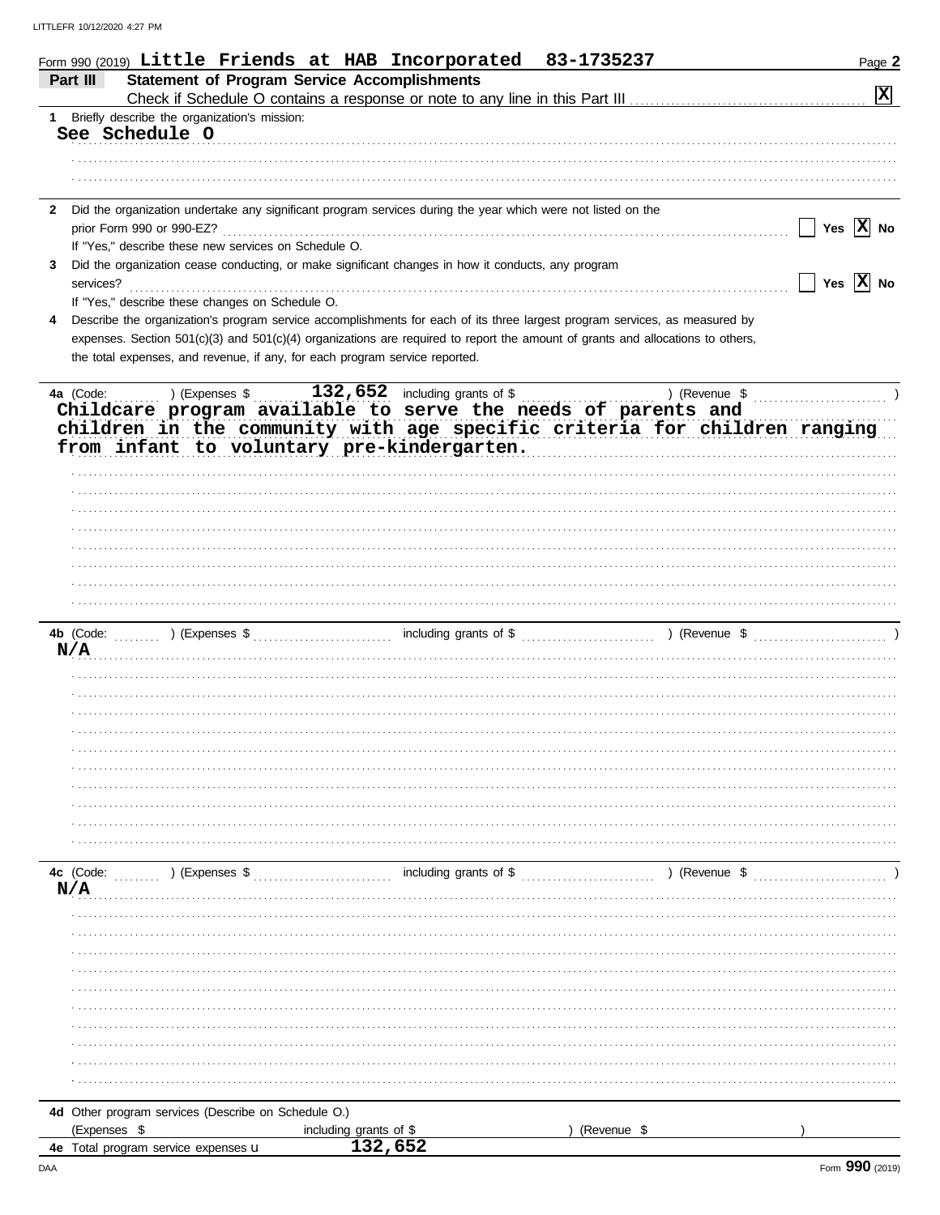Form 990 (2019) Little Friends at HAB Incorporated 83-1735237 Page **2**

**Part III** **Statement of Program Service Accomplishments**

Check if Schedule O contains a response or note to any line in this Part III . . . . . . . . . . . . . . . . . . . . . . . . . . . . . . . . . . . . **X**

**1** Briefly describe the organization's mission:

See Schedule O

**2** Did the organization undertake any significant program services during the year which were not listed on the prior Form 990 or 990-EZ? . . . . . . . . . . . . . . . . . . . . . . . . . . . . . . . . . . . . . . . . . . . . . . . . . . . . Yes **X** No

If "Yes," describe these new services on Schedule O.

**3** Did the organization cease conducting, or make significant changes in how it conducts, any program services? . . . . . . . . . . . . . . . . . . . . . . . . . . . . . . . . . . . . . . . . . . . . . . . . . . . . Yes **X** No

If "Yes," describe these changes on Schedule O.

**4** Describe the organization's program service accomplishments for each of its three largest program services, as measured by expenses. Section 501(c)(3) and 501(c)(4) organizations are required to report the amount of grants and allocations to others, the total expenses, and revenue, if any, for each program service reported.

**4a** (Code: ) (Expenses $ 132,652 including grants of $ ) (Revenue $ )

Childcare program available to serve the needs of parents and children in the community with age specific criteria for children ranging from infant to voluntary pre-kindergarten.

**4b** (Code: ) (Expenses $ including grants of $ ) (Revenue $ )

N/A

**4c** (Code: ) (Expenses $ including grants of $ ) (Revenue $ )

N/A

**4d** Other program services (Describe on Schedule O.)

(Expenses $ including grants of $ ) (Revenue $ )

**4e** Total program service expenses ▶ 132,652

DAA Form **990** (2019)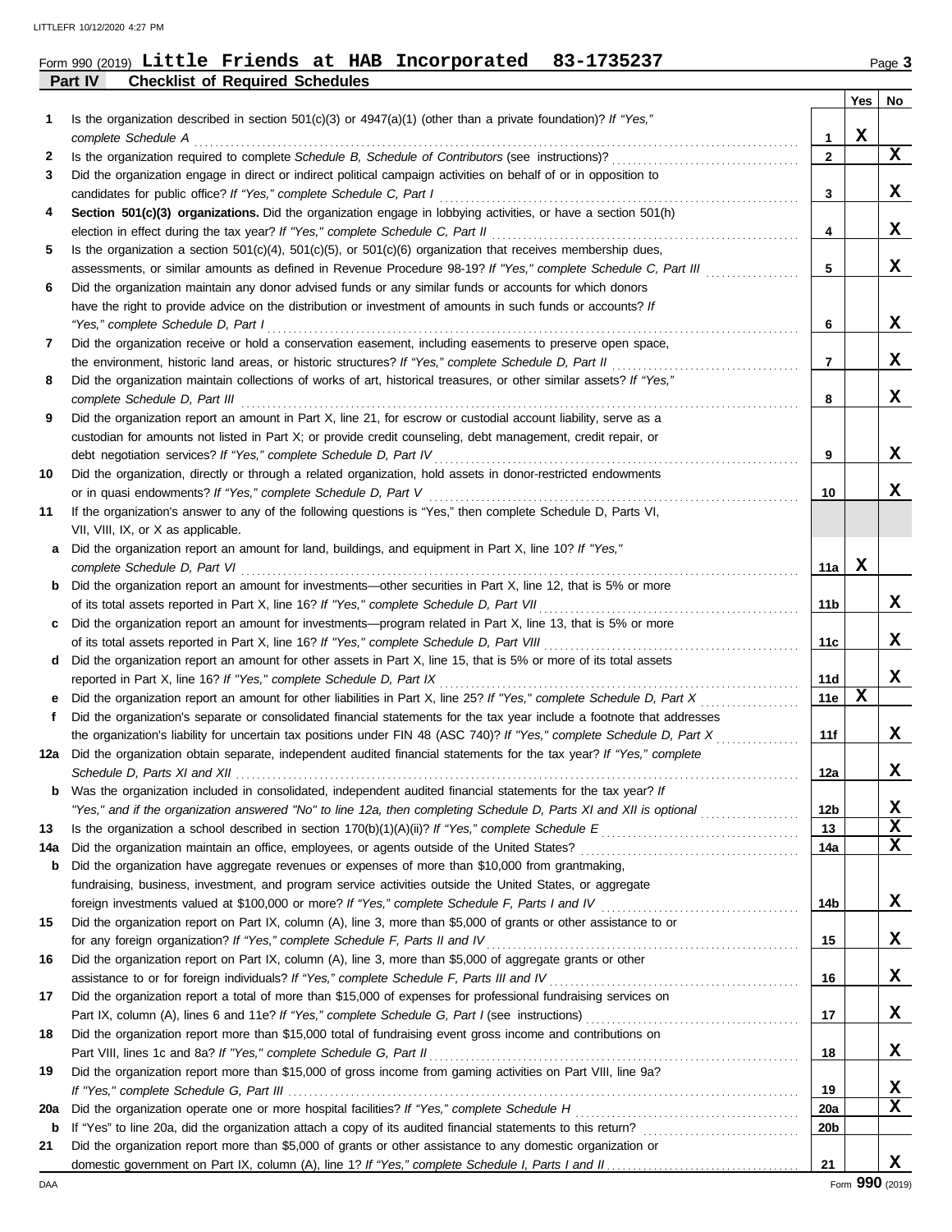Form 990 (2019) **Little Friends at HAB Incorporated 83-1735237** Page **3**

**Part IV Checklist of Required Schedules**

| | | | Yes | No |
|---|---|---|---|---|
| **1** | Is the organization described in section 501(c)(3) or 4947(a)(1) (other than a private foundation)? *If "Yes," complete Schedule A* | **1** | X | |
| **2** | Is the organization required to complete *Schedule B, Schedule of Contributors* (see instructions)? | **2** | | X |
| **3** | Did the organization engage in direct or indirect political campaign activities on behalf of or in opposition to candidates for public office? *If "Yes," complete Schedule C, Part I* | **3** | | X |
| **4** | **Section 501(c)(3) organizations.** Did the organization engage in lobbying activities, or have a section 501(h) election in effect during the tax year? *If "Yes," complete Schedule C, Part II* | **4** | | X |
| **5** | Is the organization a section 501(c)(4), 501(c)(5), or 501(c)(6) organization that receives membership dues, assessments, or similar amounts as defined in Revenue Procedure 98-19? *If "Yes," complete Schedule C, Part III* | **5** | | X |
| **6** | Did the organization maintain any donor advised funds or any similar funds or accounts for which donors have the right to provide advice on the distribution or investment of amounts in such funds or accounts? *If "Yes," complete Schedule D, Part I* | **6** | | X |
| **7** | Did the organization receive or hold a conservation easement, including easements to preserve open space, the environment, historic land areas, or historic structures? *If "Yes," complete Schedule D, Part II* | **7** | | X |
| **8** | Did the organization maintain collections of works of art, historical treasures, or other similar assets? *If "Yes," complete Schedule D, Part III* | **8** | | X |
| **9** | Did the organization report an amount in Part X, line 21, for escrow or custodial account liability, serve as a custodian for amounts not listed in Part X; or provide credit counseling, debt management, credit repair, or debt negotiation services? *If "Yes," complete Schedule D, Part IV* | **9** | | X |
| **10** | Did the organization, directly or through a related organization, hold assets in donor-restricted endowments or in quasi endowments? *If "Yes," complete Schedule D, Part V* | **10** | | X |
| **11** | If the organization's answer to any of the following questions is "Yes," then complete Schedule D, Parts VI, VII, VIII, IX, or X as applicable. | | | |
| **a** | Did the organization report an amount for land, buildings, and equipment in Part X, line 10? *If "Yes," complete Schedule D, Part VI* | **11a** | X | |
| **b** | Did the organization report an amount for investments—other securities in Part X, line 12, that is 5% or more of its total assets reported in Part X, line 16? *If "Yes," complete Schedule D, Part VII* | **11b** | | X |
| **c** | Did the organization report an amount for investments—program related in Part X, line 13, that is 5% or more of its total assets reported in Part X, line 16? *If "Yes," complete Schedule D, Part VIII* | **11c** | | X |
| **d** | Did the organization report an amount for other assets in Part X, line 15, that is 5% or more of its total assets reported in Part X, line 16? *If "Yes," complete Schedule D, Part IX* | **11d** | | X |
| **e** | Did the organization report an amount for other liabilities in Part X, line 25? *If "Yes," complete Schedule D, Part X* | **11e** | X | |
| **f** | Did the organization's separate or consolidated financial statements for the tax year include a footnote that addresses the organization's liability for uncertain tax positions under FIN 48 (ASC 740)? *If "Yes," complete Schedule D, Part X* | **11f** | | X |
| **12a** | Did the organization obtain separate, independent audited financial statements for the tax year? *If "Yes," complete Schedule D, Parts XI and XII* | **12a** | | X |
| **b** | Was the organization included in consolidated, independent audited financial statements for the tax year? *If "Yes," and if the organization answered "No" to line 12a, then completing Schedule D, Parts XI and XII is optional* | **12b** | | X |
| **13** | Is the organization a school described in section 170(b)(1)(A)(ii)? *If "Yes," complete Schedule E* | **13** | | X |
| **14a** | Did the organization maintain an office, employees, or agents outside of the United States? | **14a** | | X |
| **b** | Did the organization have aggregate revenues or expenses of more than $10,000 from grantmaking, fundraising, business, investment, and program service activities outside the United States, or aggregate foreign investments valued at $100,000 or more? *If "Yes," complete Schedule F, Parts I and IV* | **14b** | | X |
| **15** | Did the organization report on Part IX, column (A), line 3, more than $5,000 of grants or other assistance to or for any foreign organization? *If "Yes," complete Schedule F, Parts II and IV* | **15** | | X |
| **16** | Did the organization report on Part IX, column (A), line 3, more than $5,000 of aggregate grants or other assistance to or for foreign individuals? *If "Yes," complete Schedule F, Parts III and IV* | **16** | | X |
| **17** | Did the organization report a total of more than $15,000 of expenses for professional fundraising services on Part IX, column (A), lines 6 and 11e? *If "Yes," complete Schedule G, Part I* (see instructions) | **17** | | X |
| **18** | Did the organization report more than $15,000 total of fundraising event gross income and contributions on Part VIII, lines 1c and 8a? *If "Yes," complete Schedule G, Part II* | **18** | | X |
| **19** | Did the organization report more than $15,000 of gross income from gaming activities on Part VIII, line 9a? *If "Yes," complete Schedule G, Part III* | **19** | | X |
| **20a** | Did the organization operate one or more hospital facilities? *If "Yes," complete Schedule H* | **20a** | | X |
| **b** | If "Yes" to line 20a, did the organization attach a copy of its audited financial statements to this return? | **20b** | | |
| **21** | Did the organization report more than $5,000 of grants or other assistance to any domestic organization or domestic government on Part IX, column (A), line 1? *If "Yes," complete Schedule I, Parts I and II* | **21** | | X |

Form **990** (2019)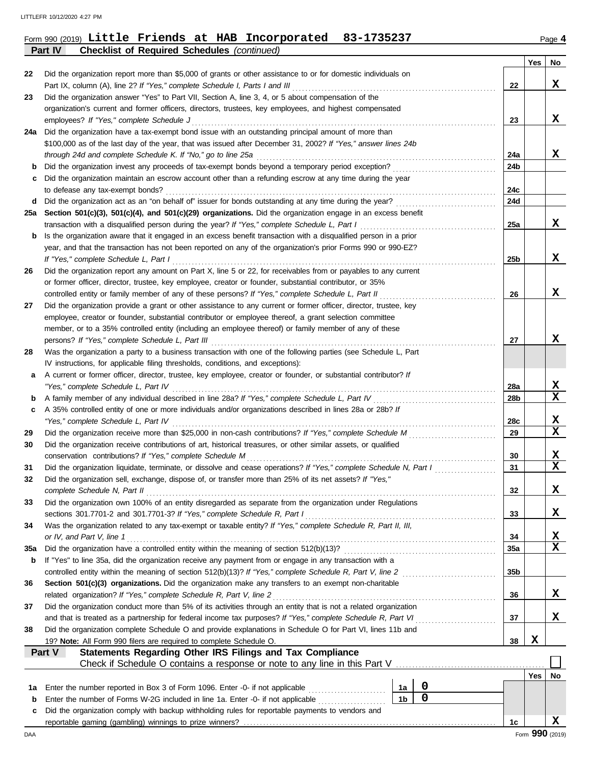Form 990 (2019) **Little Friends at HAB Incorporated 83-1735237** Page 4

## Part IV Checklist of Required Schedules *(continued)*

| | | | Yes | No |
|---|---|---|---|---|
| 22 | Did the organization report more than $5,000 of grants or other assistance to or for domestic individuals on Part IX, column (A), line 2? *If "Yes," complete Schedule I, Parts I and III* | 22 | | X |
| 23 | Did the organization answer "Yes" to Part VII, Section A, line 3, 4, or 5 about compensation of the organization's current and former officers, directors, trustees, key employees, and highest compensated employees? *If "Yes," complete Schedule J* | 23 | | X |
| 24a | Did the organization have a tax-exempt bond issue with an outstanding principal amount of more than $100,000 as of the last day of the year, that was issued after December 31, 2002? *If "Yes," answer lines 24b through 24d and complete Schedule K. If "No," go to line 25a* | 24a | | X |
| b | Did the organization invest any proceeds of tax-exempt bonds beyond a temporary period exception? | 24b | | |
| c | Did the organization maintain an escrow account other than a refunding escrow at any time during the year to defease any tax-exempt bonds? | 24c | | |
| d | Did the organization act as an "on behalf of" issuer for bonds outstanding at any time during the year? | 24d | | |
| 25a | **Section 501(c)(3), 501(c)(4), and 501(c)(29) organizations.** Did the organization engage in an excess benefit transaction with a disqualified person during the year? *If "Yes," complete Schedule L, Part I* | 25a | | X |
| b | Is the organization aware that it engaged in an excess benefit transaction with a disqualified person in a prior year, and that the transaction has not been reported on any of the organization's prior Forms 990 or 990-EZ? *If "Yes," complete Schedule L, Part I* | 25b | | X |
| 26 | Did the organization report any amount on Part X, line 5 or 22, for receivables from or payables to any current or former officer, director, trustee, key employee, creator or founder, substantial contributor, or 35% controlled entity or family member of any of these persons? *If "Yes," complete Schedule L, Part II* | 26 | | X |
| 27 | Did the organization provide a grant or other assistance to any current or former officer, director, trustee, key employee, creator or founder, substantial contributor or employee thereof, a grant selection committee member, or to a 35% controlled entity (including an employee thereof) or family member of any of these persons? *If "Yes," complete Schedule L, Part III* | 27 | | X |
| 28 | Was the organization a party to a business transaction with one of the following parties (see Schedule L, Part IV instructions, for applicable filing thresholds, conditions, and exceptions): | | | |
| a | A current or former officer, director, trustee, key employee, creator or founder, or substantial contributor? *If "Yes," complete Schedule L, Part IV* | 28a | | X |
| b | A family member of any individual described in line 28a? *If "Yes," complete Schedule L, Part IV* | 28b | | X |
| c | A 35% controlled entity of one or more individuals and/or organizations described in lines 28a or 28b? *If "Yes," complete Schedule L, Part IV* | 28c | | X |
| 29 | Did the organization receive more than $25,000 in non-cash contributions? *If "Yes," complete Schedule M* | 29 | | X |
| 30 | Did the organization receive contributions of art, historical treasures, or other similar assets, or qualified conservation contributions? *If "Yes," complete Schedule M* | 30 | | X |
| 31 | Did the organization liquidate, terminate, or dissolve and cease operations? *If "Yes," complete Schedule N, Part I* | 31 | | X |
| 32 | Did the organization sell, exchange, dispose of, or transfer more than 25% of its net assets? *If "Yes," complete Schedule N, Part II* | 32 | | X |
| 33 | Did the organization own 100% of an entity disregarded as separate from the organization under Regulations sections 301.7701-2 and 301.7701-3? *If "Yes," complete Schedule R, Part I* | 33 | | X |
| 34 | Was the organization related to any tax-exempt or taxable entity? *If "Yes," complete Schedule R, Part II, III, or IV, and Part V, line 1* | 34 | | X |
| 35a | Did the organization have a controlled entity within the meaning of section 512(b)(13)? | 35a | | X |
| b | If "Yes" to line 35a, did the organization receive any payment from or engage in any transaction with a controlled entity within the meaning of section 512(b)(13)? *If "Yes," complete Schedule R, Part V, line 2* | 35b | | |
| 36 | **Section 501(c)(3) organizations.** Did the organization make any transfers to an exempt non-charitable related organization? *If "Yes," complete Schedule R, Part V, line 2* | 36 | | X |
| 37 | Did the organization conduct more than 5% of its activities through an entity that is not a related organization and that is treated as a partnership for federal income tax purposes? *If "Yes," complete Schedule R, Part VI* | 37 | | X |
| 38 | Did the organization complete Schedule O and provide explanations in Schedule O for Part VI, lines 11b and 19? **Note:** All Form 990 filers are required to complete Schedule O. | 38 | X | |

## Part V Statements Regarding Other IRS Filings and Tax Compliance

Check if Schedule O contains a response or note to any line in this Part V ☐

| | | | | | Yes | No |
|---|---|---|---|---|---|---|
| 1a | Enter the number reported in Box 3 of Form 1096. Enter -0- if not applicable | 1a | 0 | | | |
| b | Enter the number of Forms W-2G included in line 1a. Enter -0- if not applicable | 1b | 0 | | | |
| c | Did the organization comply with backup withholding rules for reportable payments to vendors and reportable gaming (gambling) winnings to prize winners? | | | 1c | | X |

Form **990** (2019)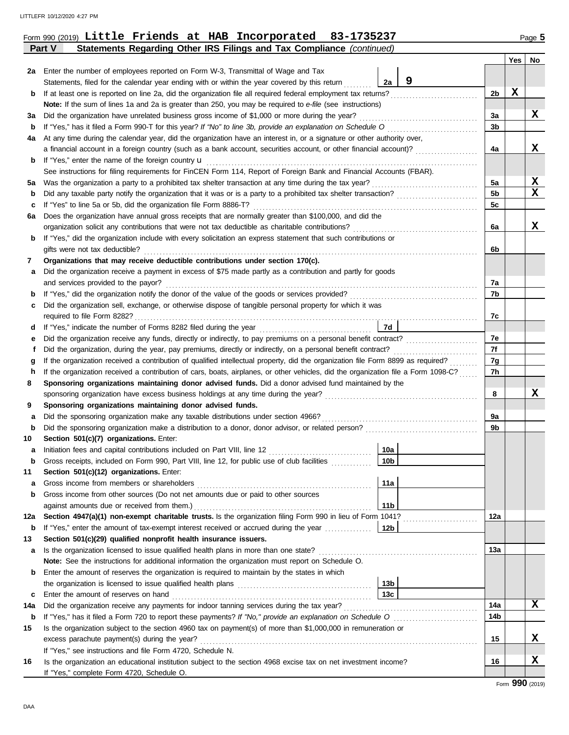Form 990 (2019) **Little Friends at HAB Incorporated 83-1735237**

**Part V Statements Regarding Other IRS Filings and Tax Compliance** *(continued)*

| | | | | | Yes | No |
|---|---|---|---|---|---|---|
| **2a** | Enter the number of employees reported on Form W-3, Transmittal of Wage and Tax Statements, filed for the calendar year ending with or within the year covered by this return | 2a | 9 | | | |
| **b** | If at least one is reported on line 2a, did the organization file all required federal employment tax returns? | | | 2b | X | |
| | **Note:** If the sum of lines 1a and 2a is greater than 250, you may be required to *e-file* (see instructions) | | | | | |
| **3a** | Did the organization have unrelated business gross income of $1,000 or more during the year? | | | 3a | | X |
| **b** | If "Yes," has it filed a Form 990-T for this year? *If "No" to line 3b, provide an explanation on Schedule O* | | | 3b | | |
| **4a** | At any time during the calendar year, did the organization have an interest in, or a signature or other authority over, a financial account in a foreign country (such as a bank account, securities account, or other financial account)? | | | 4a | | X |
| **b** | If "Yes," enter the name of the foreign country u | | | | | |
| | See instructions for filing requirements for FinCEN Form 114, Report of Foreign Bank and Financial Accounts (FBAR). | | | | | |
| **5a** | Was the organization a party to a prohibited tax shelter transaction at any time during the tax year? | | | 5a | | X |
| **b** | Did any taxable party notify the organization that it was or is a party to a prohibited tax shelter transaction? | | | 5b | | X |
| **c** | If "Yes" to line 5a or 5b, did the organization file Form 8886-T? | | | 5c | | |
| **6a** | Does the organization have annual gross receipts that are normally greater than $100,000, and did the organization solicit any contributions that were not tax deductible as charitable contributions? | | | 6a | | X |
| **b** | If "Yes," did the organization include with every solicitation an express statement that such contributions or gifts were not tax deductible? | | | 6b | | |
| **7** | **Organizations that may receive deductible contributions under section 170(c).** | | | | | |
| **a** | Did the organization receive a payment in excess of $75 made partly as a contribution and partly for goods and services provided to the payor? | | | 7a | | |
| **b** | If "Yes," did the organization notify the donor of the value of the goods or services provided? | | | 7b | | |
| **c** | Did the organization sell, exchange, or otherwise dispose of tangible personal property for which it was required to file Form 8282? | | | 7c | | |
| **d** | If "Yes," indicate the number of Forms 8282 filed during the year | 7d | | | | |
| **e** | Did the organization receive any funds, directly or indirectly, to pay premiums on a personal benefit contract? | | | 7e | | |
| **f** | Did the organization, during the year, pay premiums, directly or indirectly, on a personal benefit contract? | | | 7f | | |
| **g** | If the organization received a contribution of qualified intellectual property, did the organization file Form 8899 as required? | | | 7g | | |
| **h** | If the organization received a contribution of cars, boats, airplanes, or other vehicles, did the organization file a Form 1098-C? | | | 7h | | |
| **8** | **Sponsoring organizations maintaining donor advised funds.** Did a donor advised fund maintained by the sponsoring organization have excess business holdings at any time during the year? | | | 8 | | X |
| **9** | **Sponsoring organizations maintaining donor advised funds.** | | | | | |
| **a** | Did the sponsoring organization make any taxable distributions under section 4966? | | | 9a | | |
| **b** | Did the sponsoring organization make a distribution to a donor, donor advisor, or related person? | | | 9b | | |
| **10** | **Section 501(c)(7) organizations.** Enter: | | | | | |
| **a** | Initiation fees and capital contributions included on Part VIII, line 12 | 10a | | | | |
| **b** | Gross receipts, included on Form 990, Part VIII, line 12, for public use of club facilities | 10b | | | | |
| **11** | **Section 501(c)(12) organizations.** Enter: | | | | | |
| **a** | Gross income from members or shareholders | 11a | | | | |
| **b** | Gross income from other sources (Do not net amounts due or paid to other sources against amounts due or received from them.) | 11b | | | | |
| **12a** | **Section 4947(a)(1) non-exempt charitable trusts.** Is the organization filing Form 990 in lieu of Form 1041? | | | 12a | | |
| **b** | If "Yes," enter the amount of tax-exempt interest received or accrued during the year | 12b | | | | |
| **13** | **Section 501(c)(29) qualified nonprofit health insurance issuers.** | | | | | |
| **a** | Is the organization licensed to issue qualified health plans in more than one state? | | | 13a | | |
| | **Note:** See the instructions for additional information the organization must report on Schedule O. | | | | | |
| **b** | Enter the amount of reserves the organization is required to maintain by the states in which the organization is licensed to issue qualified health plans | 13b | | | | |
| **c** | Enter the amount of reserves on hand | 13c | | | | |
| **14a** | Did the organization receive any payments for indoor tanning services during the tax year? | | | 14a | | X |
| **b** | If "Yes," has it filed a Form 720 to report these payments? *If "No," provide an explanation on Schedule O* | | | 14b | | |
| **15** | Is the organization subject to the section 4960 tax on payment(s) of more than $1,000,000 in remuneration or excess parachute payment(s) during the year? | | | 15 | | X |
| | If "Yes," see instructions and file Form 4720, Schedule N. | | | | | |
| **16** | Is the organization an educational institution subject to the section 4968 excise tax on net investment income? | | | 16 | | X |
| | If "Yes," complete Form 4720, Schedule O. | | | | | |

Form **990** (2019)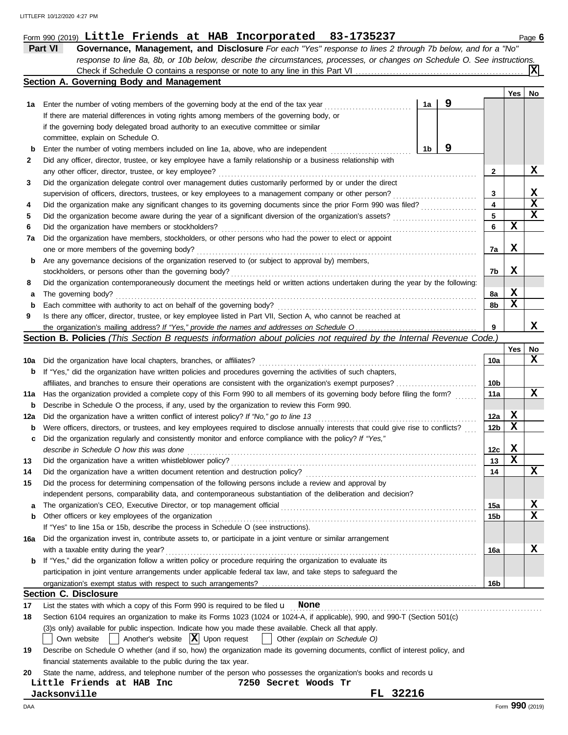Form 990 (2019) **Little Friends at HAB Incorporated 83-1735237** Page **6**

## Part VI Governance, Management, and Disclosure

*For each "Yes" response to lines 2 through 7b below, and for a "No" response to line 8a, 8b, or 10b below, describe the circumstances, processes, or changes on Schedule O. See instructions.*

Check if Schedule O contains a response or note to any line in this Part VI . . . . . [X]

### Section A. Governing Body and Management

| | | | | | Yes | No |
|---|---|---|---|---|---|---|
| 1a | Enter the number of voting members of the governing body at the end of the tax year. If there are material differences in voting rights among members of the governing body, or if the governing body delegated broad authority to an executive committee or similar committee, explain on Schedule O. | 1a | 9 | | | |
| b | Enter the number of voting members included on line 1a, above, who are independent | 1b | 9 | | | |
| 2 | Did any officer, director, trustee, or key employee have a family relationship or a business relationship with any other officer, director, trustee, or key employee? | | | 2 | | X |
| 3 | Did the organization delegate control over management duties customarily performed by or under the direct supervision of officers, directors, trustees, or key employees to a management company or other person? | | | 3 | | X |
| 4 | Did the organization make any significant changes to its governing documents since the prior Form 990 was filed? | | | 4 | | X |
| 5 | Did the organization become aware during the year of a significant diversion of the organization's assets? | | | 5 | | X |
| 6 | Did the organization have members or stockholders? | | | 6 | X | |
| 7a | Did the organization have members, stockholders, or other persons who had the power to elect or appoint one or more members of the governing body? | | | 7a | X | |
| b | Are any governance decisions of the organization reserved to (or subject to approval by) members, stockholders, or persons other than the governing body? | | | 7b | X | |
| 8 | Did the organization contemporaneously document the meetings held or written actions undertaken during the year by the following: | | | | | |
| a | The governing body? | | | 8a | X | |
| b | Each committee with authority to act on behalf of the governing body? | | | 8b | X | |
| 9 | Is there any officer, director, trustee, or key employee listed in Part VII, Section A, who cannot be reached at the organization's mailing address? *If "Yes," provide the names and addresses on Schedule O* | | | 9 | | X |

### Section B. Policies *(This Section B requests information about policies not required by the Internal Revenue Code.)*

| | | | Yes | No |
|---|---|---|---|---|
| 10a | Did the organization have local chapters, branches, or affiliates? | 10a | | X |
| b | If "Yes," did the organization have written policies and procedures governing the activities of such chapters, affiliates, and branches to ensure their operations are consistent with the organization's exempt purposes? | 10b | | |
| 11a | Has the organization provided a complete copy of this Form 990 to all members of its governing body before filing the form? | 11a | | X |
| b | Describe in Schedule O the process, if any, used by the organization to review this Form 990. | | | |
| 12a | Did the organization have a written conflict of interest policy? *If "No," go to line 13* | 12a | X | |
| b | Were officers, directors, or trustees, and key employees required to disclose annually interests that could give rise to conflicts? | 12b | X | |
| c | Did the organization regularly and consistently monitor and enforce compliance with the policy? *If "Yes," describe in Schedule O how this was done* | 12c | X | |
| 13 | Did the organization have a written whistleblower policy? | 13 | X | |
| 14 | Did the organization have a written document retention and destruction policy? | 14 | | X |
| 15 | Did the process for determining compensation of the following persons include a review and approval by independent persons, comparability data, and contemporaneous substantiation of the deliberation and decision? | | | |
| a | The organization's CEO, Executive Director, or top management official | 15a | | X |
| b | Other officers or key employees of the organization | 15b | | X |
| | If "Yes" to line 15a or 15b, describe the process in Schedule O (see instructions). | | | |
| 16a | Did the organization invest in, contribute assets to, or participate in a joint venture or similar arrangement with a taxable entity during the year? | 16a | | X |
| b | If "Yes," did the organization follow a written policy or procedure requiring the organization to evaluate its participation in joint venture arrangements under applicable federal tax law, and take steps to safeguard the organization's exempt status with respect to such arrangements? | 16b | | |

### Section C. Disclosure

17 List the states with which a copy of this Form 990 is required to be filed u **None**

18 Section 6104 requires an organization to make its Forms 1023 (1024 or 1024-A, if applicable), 990, and 990-T (Section 501(c)(3)s only) available for public inspection. Indicate how you made these available. Check all that apply.

[ ] Own website [ ] Another's website [X] Upon request [ ] Other *(explain on Schedule O)*

19 Describe on Schedule O whether (and if so, how) the organization made its governing documents, conflict of interest policy, and financial statements available to the public during the tax year.

20 State the name, address, and telephone number of the person who possesses the organization's books and records u

**Little Friends at HAB Inc 7250 Secret Woods Tr**
**Jacksonville FL 32216**

DAA Form **990** (2019)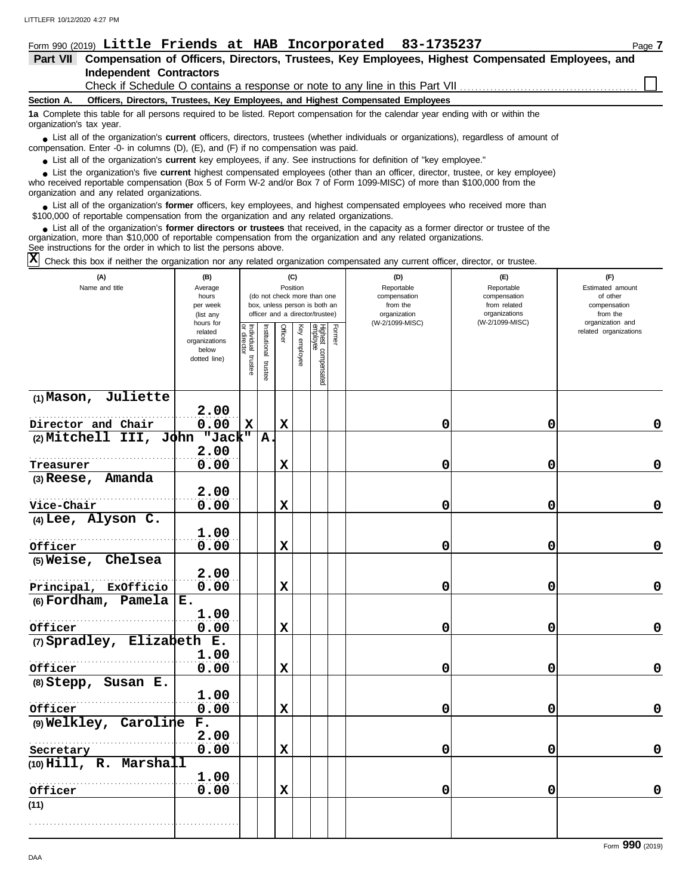Form 990 (2019) **Little Friends at HAB Incorporated 83-1735237** Page 7

**Part VII Compensation of Officers, Directors, Trustees, Key Employees, Highest Compensated Employees, and Independent Contractors**

Check if Schedule O contains a response or note to any line in this Part VII ☐

**Section A. Officers, Directors, Trustees, Key Employees, and Highest Compensated Employees**

**1a** Complete this table for all persons required to be listed. Report compensation for the calendar year ending with or within the organization's tax year.

- List all of the organization's **current** officers, directors, trustees (whether individuals or organizations), regardless of amount of compensation. Enter -0- in columns (D), (E), and (F) if no compensation was paid.
- List all of the organization's **current** key employees, if any. See instructions for definition of "key employee."
- List the organization's five **current** highest compensated employees (other than an officer, director, trustee, or key employee) who received reportable compensation (Box 5 of Form W-2 and/or Box 7 of Form 1099-MISC) of more than $100,000 from the organization and any related organizations.
- List all of the organization's **former** officers, key employees, and highest compensated employees who received more than $100,000 of reportable compensation from the organization and any related organizations.
- List all of the organization's **former directors or trustees** that received, in the capacity as a former director or trustee of the organization, more than $10,000 of reportable compensation from the organization and any related organizations.

See instructions for the order in which to list the persons above.

☒ Check this box if neither the organization nor any related organization compensated any current officer, director, or trustee.

| (A) Name and title | (B) Average hours per week (list any hours for related organizations below dotted line) | (C) Position: Individual trustee or director | Institutional trustee | Officer | Key employee | Highest compensated employee | Former | (D) Reportable compensation from the organization (W-2/1099-MISC) | (E) Reportable compensation from related organizations (W-2/1099-MISC) | (F) Estimated amount of other compensation from the organization and related organizations |
|---|---|---|---|---|---|---|---|---|---|---|
| (1) Mason, Juliette<br>Director and Chair | 2.00<br>0.00 | X | | X | | | | 0 | 0 | 0 |
| (2) Mitchell III, John "Jack" A.<br>Treasurer | 2.00<br>0.00 | | | X | | | | 0 | 0 | 0 |
| (3) Reese, Amanda<br>Vice-Chair | 2.00<br>0.00 | | | X | | | | 0 | 0 | 0 |
| (4) Lee, Alyson C.<br>Officer | 1.00<br>0.00 | | | X | | | | 0 | 0 | 0 |
| (5) Weise, Chelsea<br>Principal, ExOfficio | 2.00<br>0.00 | | | X | | | | 0 | 0 | 0 |
| (6) Fordham, Pamela E.<br>Officer | 1.00<br>0.00 | | | X | | | | 0 | 0 | 0 |
| (7) Spradley, Elizabeth E.<br>Officer | 1.00<br>0.00 | | | X | | | | 0 | 0 | 0 |
| (8) Stepp, Susan E.<br>Officer | 1.00<br>0.00 | | | X | | | | 0 | 0 | 0 |
| (9) Welkley, Caroline F.<br>Secretary | 2.00<br>0.00 | | | X | | | | 0 | 0 | 0 |
| (10) Hill, R. Marshall<br>Officer | 1.00<br>0.00 | | | X | | | | 0 | 0 | 0 |
| (11) | | | | | | | | | | |

Form **990** (2019)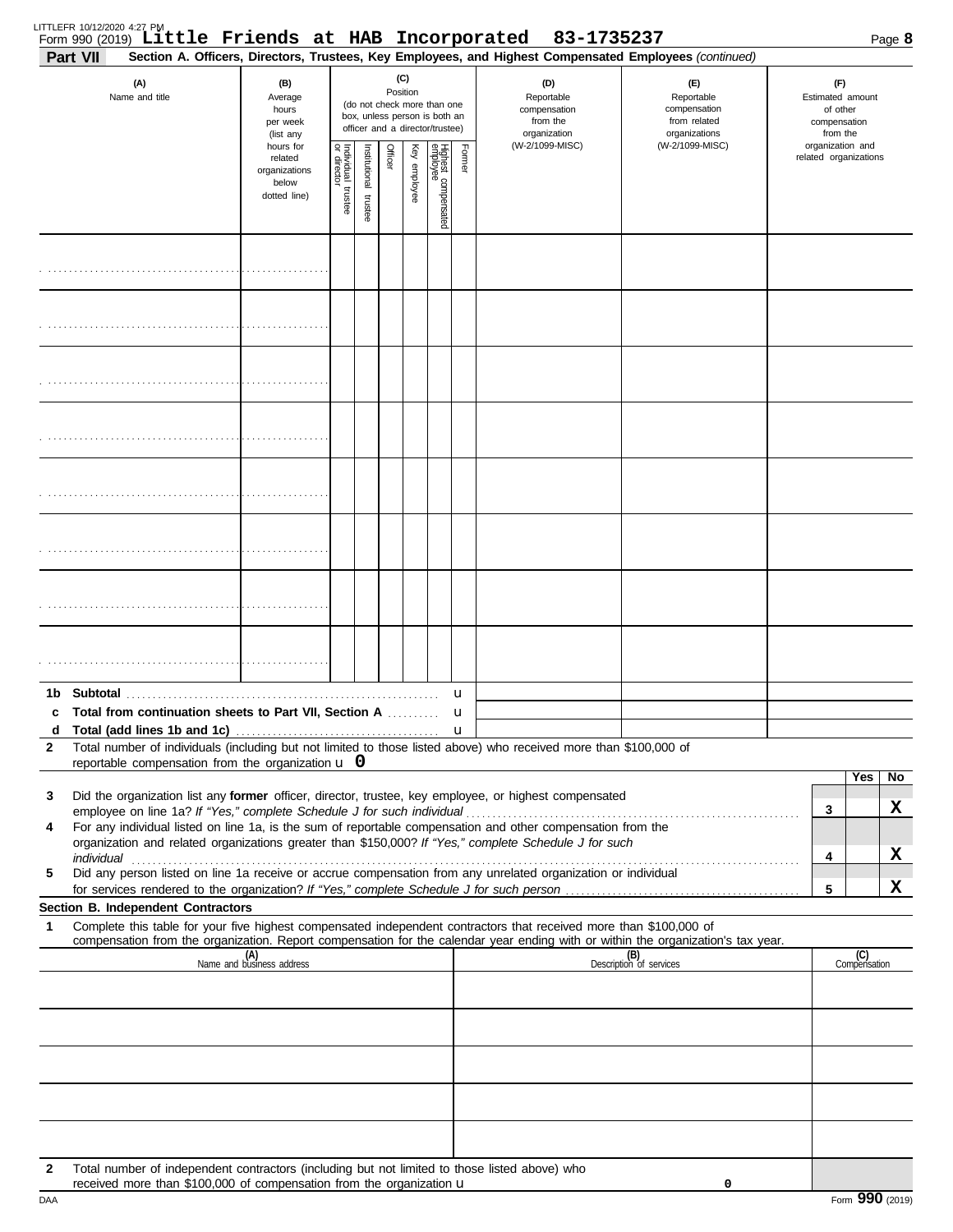Form 990 (2019) **Little Friends at HAB Incorporated 83-1735237** Page **8**

**Part VII Section A. Officers, Directors, Trustees, Key Employees, and Highest Compensated Employees** *(continued)*

| (A) Name and title | (B) Average hours per week (list any hours for related organizations below dotted line) | (C) Position (do not check more than one box, unless person is both an officer and a director/trustee) | | | | | | (D) Reportable compensation from the organization (W-2/1099-MISC) | (E) Reportable compensation from related organizations (W-2/1099-MISC) | (F) Estimated amount of other compensation from the organization and related organizations |
|---|---|---|---|---|---|---|---|---|---|---|
| | | Individual trustee or director | Institutional trustee | Officer | Key employee | Highest compensated employee | Former | | | |
| | | | | | | | | | | |
| | | | | | | | | | | |
| | | | | | | | | | | |
| | | | | | | | | | | |
| | | | | | | | | | | |
| | | | | | | | | | | |
| | | | | | | | | | | |
| | | | | | | | | | | |

**1b Subtotal** u

**c Total from continuation sheets to Part VII, Section A** u

**d Total (add lines 1b and 1c)** u

**2** Total number of individuals (including but not limited to those listed above) who received more than $100,000 of reportable compensation from the organization u **0**

| | | Yes | No |
|---|---|---|---|
| **3** Did the organization list any **former** officer, director, trustee, key employee, or highest compensated employee on line 1a? *If "Yes," complete Schedule J for such individual* | 3 | | X |
| **4** For any individual listed on line 1a, is the sum of reportable compensation and other compensation from the organization and related organizations greater than $150,000? *If "Yes," complete Schedule J for such individual* | 4 | | X |
| **5** Did any person listed on line 1a receive or accrue compensation from any unrelated organization or individual for services rendered to the organization? *If "Yes," complete Schedule J for such person* | 5 | | X |

**Section B. Independent Contractors**

**1** Complete this table for your five highest compensated independent contractors that received more than $100,000 of compensation from the organization. Report compensation for the calendar year ending with or within the organization's tax year.

| (A) Name and business address | (B) Description of services | (C) Compensation |
|---|---|---|
| | | |
| | | |
| | | |
| | | |
| | | |

**2** Total number of independent contractors (including but not limited to those listed above) who received more than $100,000 of compensation from the organization u **0**

DAA Form **990** (2019)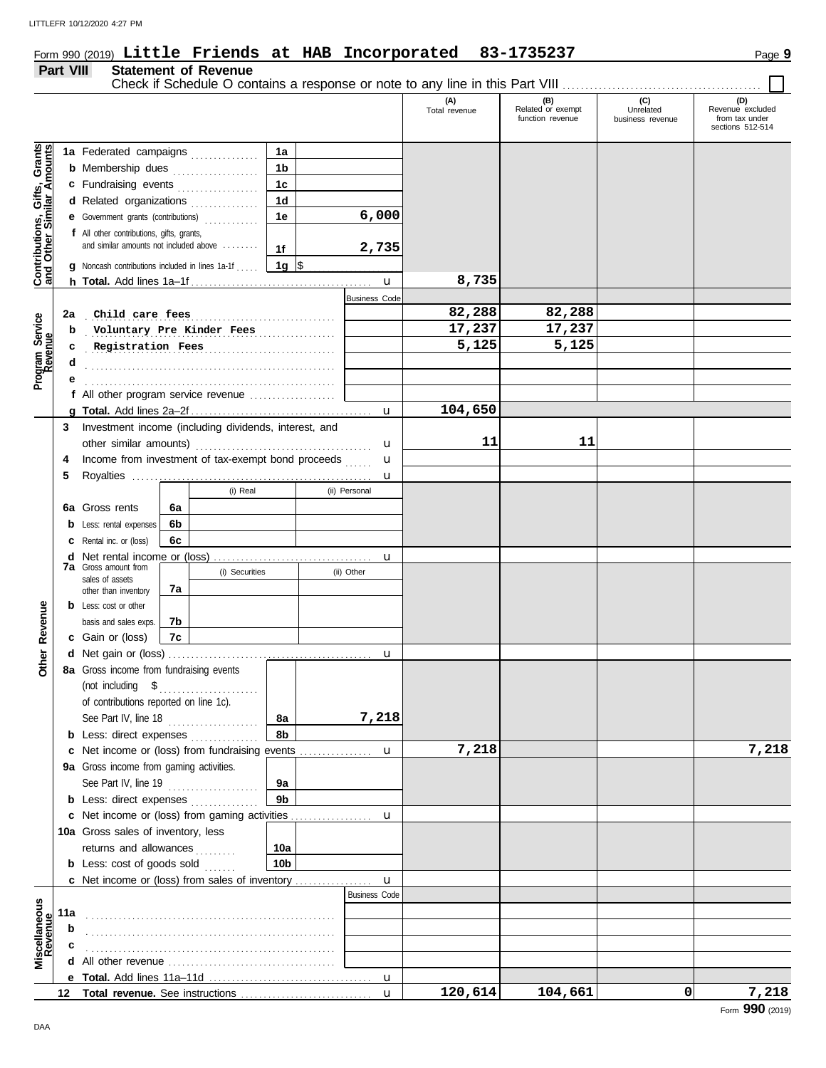Form 990 (2019) **Little Friends at HAB Incorporated 83-1735237** Page **9**

## Part VIII Statement of Revenue

Check if Schedule O contains a response or note to any line in this Part VIII ☐

| | | | | (A) Total revenue | (B) Related or exempt function revenue | (C) Unrelated business revenue | (D) Revenue excluded from tax under sections 512-514 |
|---|---|---|---|---|---|---|---|
| **Contributions, Gifts, Grants and Other Similar Amounts** | **1a** Federated campaigns | 1a | | | | | |
| | **b** Membership dues | 1b | | | | | |
| | **c** Fundraising events | 1c | | | | | |
| | **d** Related organizations | 1d | | | | | |
| | **e** Government grants (contributions) | 1e | 6,000 | | | | |
| | **f** All other contributions, gifts, grants, and similar amounts not included above | 1f | 2,735 | | | | |
| | **g** Noncash contributions included in lines 1a-1f | 1g | $ | | | | |
| | **h Total.** Add lines 1a–1f | | u | 8,735 | | | |
| **Program Service Revenue** | | | Business Code | | | | |
| | **2a** Child care fees | | | 82,288 | 82,288 | | |
| | **b** Voluntary Pre Kinder Fees | | | 17,237 | 17,237 | | |
| | **c** Registration Fees | | | 5,125 | 5,125 | | |
| | **d** | | | | | | |
| | **e** | | | | | | |
| | **f** All other program service revenue | | | | | | |
| | **g Total.** Add lines 2a–2f | | u | 104,650 | | | |
| **Other Revenue** | **3** Investment income (including dividends, interest, and other similar amounts) | | u | 11 | 11 | | |
| | **4** Income from investment of tax-exempt bond proceeds | | u | | | | |
| | **5** Royalties | | u | | | | |
| | | (i) Real | (ii) Personal | | | | |
| | **6a** Gross rents | 6a | | | | | |
| | **b** Less: rental expenses | 6b | | | | | |
| | **c** Rental inc. or (loss) | 6c | | | | | |
| | **d** Net rental income or (loss) | | u | | | | |
| | | (i) Securities | (ii) Other | | | | |
| | **7a** Gross amount from sales of assets other than inventory | 7a | | | | | |
| | **b** Less: cost or other basis and sales exps. | 7b | | | | | |
| | **c** Gain or (loss) | 7c | | | | | |
| | **d** Net gain or (loss) | | u | | | | |
| | **8a** Gross income from fundraising events (not including $ of contributions reported on line 1c). See Part IV, line 18 | 8a | 7,218 | | | | |
| | **b** Less: direct expenses | 8b | | | | | |
| | **c** Net income or (loss) from fundraising events | | u | 7,218 | | | 7,218 |
| | **9a** Gross income from gaming activities. See Part IV, line 19 | 9a | | | | | |
| | **b** Less: direct expenses | 9b | | | | | |
| | **c** Net income or (loss) from gaming activities | | u | | | | |
| | **10a** Gross sales of inventory, less returns and allowances | 10a | | | | | |
| | **b** Less: cost of goods sold | 10b | | | | | |
| | **c** Net income or (loss) from sales of inventory | | u | | | | |
| **Miscellaneous Revenue** | | | Business Code | | | | |
| | **11a** | | | | | | |
| | **b** | | | | | | |
| | **c** | | | | | | |
| | **d** All other revenue | | | | | | |
| | **e Total.** Add lines 11a–11d | | u | | | | |
| | **12 Total revenue.** See instructions | | u | 120,614 | 104,661 | 0 | 7,218 |

Form **990** (2019)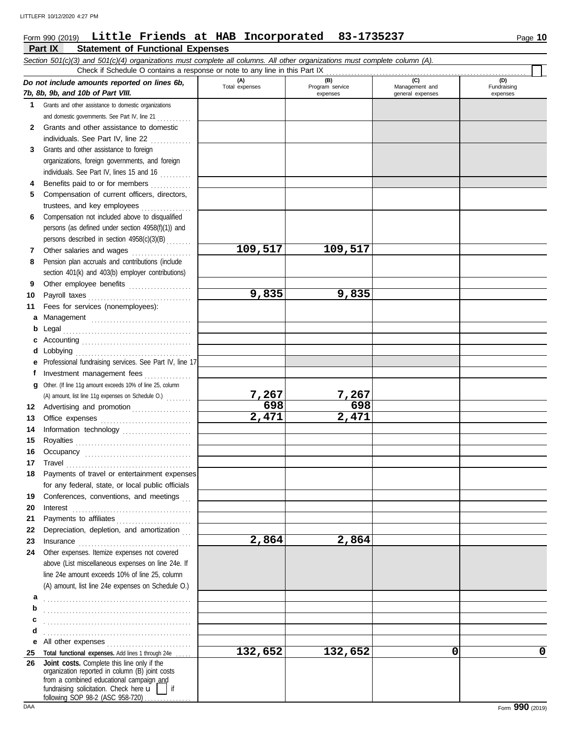Form 990 (2019) **Little Friends at HAB Incorporated 83-1735237**

## Part IX Statement of Functional Expenses

*Section 501(c)(3) and 501(c)(4) organizations must complete all columns. All other organizations must complete column (A).*

Check if Schedule O contains a response or note to any line in this Part IX ☐

| *Do not include amounts reported on lines 6b, 7b, 8b, 9b, and 10b of Part VIII.* | (A) Total expenses | (B) Program service expenses | (C) Management and general expenses | (D) Fundraising expenses |
|---|---|---|---|---|
| 1 Grants and other assistance to domestic organizations and domestic governments. See Part IV, line 21 | | | | |
| 2 Grants and other assistance to domestic individuals. See Part IV, line 22 | | | | |
| 3 Grants and other assistance to foreign organizations, foreign governments, and foreign individuals. See Part IV, lines 15 and 16 | | | | |
| 4 Benefits paid to or for members | | | | |
| 5 Compensation of current officers, directors, trustees, and key employees | | | | |
| 6 Compensation not included above to disqualified persons (as defined under section 4958(f)(1)) and persons described in section 4958(c)(3)(B) | | | | |
| 7 Other salaries and wages | 109,517 | 109,517 | | |
| 8 Pension plan accruals and contributions (include section 401(k) and 403(b) employer contributions) | | | | |
| 9 Other employee benefits | | | | |
| 10 Payroll taxes | 9,835 | 9,835 | | |
| 11 Fees for services (nonemployees): | | | | |
| a Management | | | | |
| b Legal | | | | |
| c Accounting | | | | |
| d Lobbying | | | | |
| e Professional fundraising services. See Part IV, line 17 | | | | |
| f Investment management fees | | | | |
| g Other. (If line 11g amount exceeds 10% of line 25, column (A) amount, list line 11g expenses on Schedule O.) | 7,267 | 7,267 | | |
| 12 Advertising and promotion | 698 | 698 | | |
| 13 Office expenses | 2,471 | 2,471 | | |
| 14 Information technology | | | | |
| 15 Royalties | | | | |
| 16 Occupancy | | | | |
| 17 Travel | | | | |
| 18 Payments of travel or entertainment expenses for any federal, state, or local public officials | | | | |
| 19 Conferences, conventions, and meetings | | | | |
| 20 Interest | | | | |
| 21 Payments to affiliates | | | | |
| 22 Depreciation, depletion, and amortization | | | | |
| 23 Insurance | 2,864 | 2,864 | | |
| 24 Other expenses. Itemize expenses not covered above (List miscellaneous expenses on line 24e. If line 24e amount exceeds 10% of line 25, column (A) amount, list line 24e expenses on Schedule O.) | | | | |
| a | | | | |
| b | | | | |
| c | | | | |
| d | | | | |
| e All other expenses | | | | |
| 25 **Total functional expenses.** Add lines 1 through 24e | 132,652 | 132,652 | 0 | 0 |
| 26 **Joint costs.** Complete this line only if the organization reported in column (B) joint costs from a combined educational campaign and fundraising solicitation. Check here ☐ if following SOP 98-2 (ASC 958-720) | | | | |

Form **990** (2019)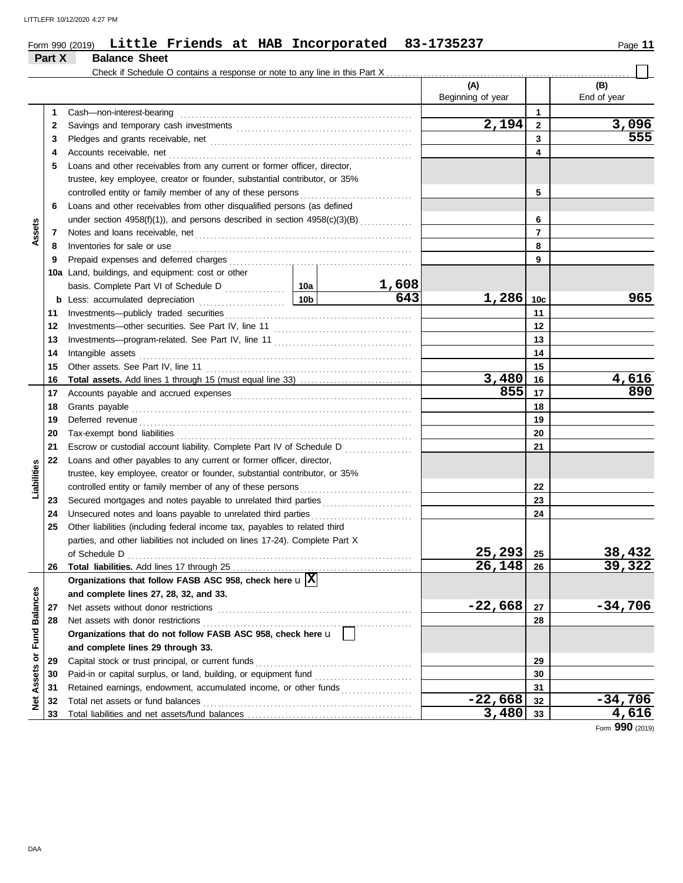Form 990 (2019) **Little Friends at HAB Incorporated 83-1735237** Page **11**

**Part X Balance Sheet**

Check if Schedule O contains a response or note to any line in this Part X ☐

| | | | | | (A) Beginning of year | | (B) End of year |
|---|---|---|---|---|---|---|---|
| Assets | 1 | Cash—non-interest-bearing | | | | 1 | |
| | 2 | Savings and temporary cash investments | | | 2,194 | 2 | 3,096 |
| | 3 | Pledges and grants receivable, net | | | | 3 | 555 |
| | 4 | Accounts receivable, net | | | | 4 | |
| | 5 | Loans and other receivables from any current or former officer, director, trustee, key employee, creator or founder, substantial contributor, or 35% controlled entity or family member of any of these persons | | | | 5 | |
| | 6 | Loans and other receivables from other disqualified persons (as defined under section 4958(f)(1)), and persons described in section 4958(c)(3)(B) | | | | 6 | |
| | 7 | Notes and loans receivable, net | | | | 7 | |
| | 8 | Inventories for sale or use | | | | 8 | |
| | 9 | Prepaid expenses and deferred charges | | | | 9 | |
| | 10a | Land, buildings, and equipment: cost or other basis. Complete Part VI of Schedule D | 10a | 1,608 | | | |
| | b | Less: accumulated depreciation | 10b | 643 | 1,286 | 10c | 965 |
| | 11 | Investments—publicly traded securities | | | | 11 | |
| | 12 | Investments—other securities. See Part IV, line 11 | | | | 12 | |
| | 13 | Investments—program-related. See Part IV, line 11 | | | | 13 | |
| | 14 | Intangible assets | | | | 14 | |
| | 15 | Other assets. See Part IV, line 11 | | | | 15 | |
| | 16 | **Total assets.** Add lines 1 through 15 (must equal line 33) | | | 3,480 | 16 | 4,616 |
| Liabilities | 17 | Accounts payable and accrued expenses | | | 855 | 17 | 890 |
| | 18 | Grants payable | | | | 18 | |
| | 19 | Deferred revenue | | | | 19 | |
| | 20 | Tax-exempt bond liabilities | | | | 20 | |
| | 21 | Escrow or custodial account liability. Complete Part IV of Schedule D | | | | 21 | |
| | 22 | Loans and other payables to any current or former officer, director, trustee, key employee, creator or founder, substantial contributor, or 35% controlled entity or family member of any of these persons | | | | 22 | |
| | 23 | Secured mortgages and notes payable to unrelated third parties | | | | 23 | |
| | 24 | Unsecured notes and loans payable to unrelated third parties | | | | 24 | |
| | 25 | Other liabilities (including federal income tax, payables to related third parties, and other liabilities not included on lines 17-24). Complete Part X of Schedule D | | | 25,293 | 25 | 38,432 |
| | 26 | **Total liabilities.** Add lines 17 through 25 | | | 26,148 | 26 | 39,322 |
| Net Assets or Fund Balances | | **Organizations that follow FASB ASC 958, check here** u ☒ **and complete lines 27, 28, 32, and 33.** | | | | | |
| | 27 | Net assets without donor restrictions | | | -22,668 | 27 | -34,706 |
| | 28 | Net assets with donor restrictions | | | | 28 | |
| | | **Organizations that do not follow FASB ASC 958, check here** u ☐ **and complete lines 29 through 33.** | | | | | |
| | 29 | Capital stock or trust principal, or current funds | | | | 29 | |
| | 30 | Paid-in or capital surplus, or land, building, or equipment fund | | | | 30 | |
| | 31 | Retained earnings, endowment, accumulated income, or other funds | | | | 31 | |
| | 32 | Total net assets or fund balances | | | -22,668 | 32 | -34,706 |
| | 33 | Total liabilities and net assets/fund balances | | | 3,480 | 33 | 4,616 |

Form **990** (2019)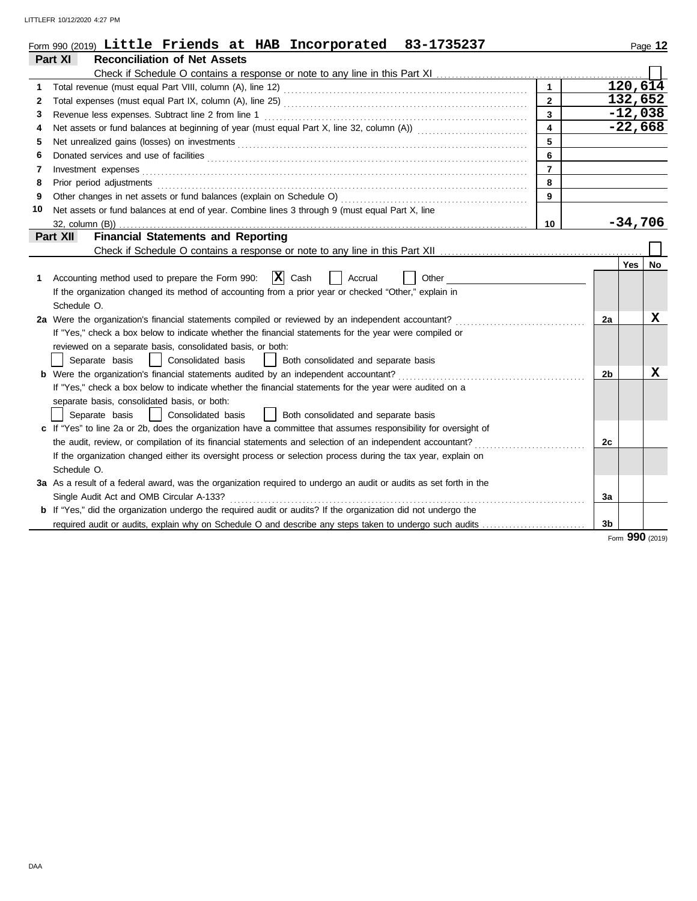Form 990 (2019) **Little Friends at HAB Incorporated 83-1735237** Page **12**

## Part XI Reconciliation of Net Assets

Check if Schedule O contains a response or note to any line in this Part XI ☐

| | | | |
|---|---|---|---|
| 1 | Total revenue (must equal Part VIII, column (A), line 12) | 1 | 120,614 |
| 2 | Total expenses (must equal Part IX, column (A), line 25) | 2 | 132,652 |
| 3 | Revenue less expenses. Subtract line 2 from line 1 | 3 | -12,038 |
| 4 | Net assets or fund balances at beginning of year (must equal Part X, line 32, column (A)) | 4 | -22,668 |
| 5 | Net unrealized gains (losses) on investments | 5 | |
| 6 | Donated services and use of facilities | 6 | |
| 7 | Investment expenses | 7 | |
| 8 | Prior period adjustments | 8 | |
| 9 | Other changes in net assets or fund balances (explain on Schedule O) | 9 | |
| 10 | Net assets or fund balances at end of year. Combine lines 3 through 9 (must equal Part X, line 32, column (B)) | 10 | -34,706 |

## Part XII Financial Statements and Reporting

Check if Schedule O contains a response or note to any line in this Part XII ☐

| | | | Yes | No |
|---|---|---|---|---|
| 1 | Accounting method used to prepare the Form 990: ☒ Cash ☐ Accrual ☐ Other<br>If the organization changed its method of accounting from a prior year or checked "Other," explain in Schedule O. | | | |
| 2a | Were the organization's financial statements compiled or reviewed by an independent accountant?<br>If "Yes," check a box below to indicate whether the financial statements for the year were compiled or reviewed on a separate basis, consolidated basis, or both:<br>☐ Separate basis ☐ Consolidated basis ☐ Both consolidated and separate basis | 2a | | X |
| b | Were the organization's financial statements audited by an independent accountant?<br>If "Yes," check a box below to indicate whether the financial statements for the year were audited on a separate basis, consolidated basis, or both:<br>☐ Separate basis ☐ Consolidated basis ☐ Both consolidated and separate basis | 2b | | X |
| c | If "Yes" to line 2a or 2b, does the organization have a committee that assumes responsibility for oversight of the audit, review, or compilation of its financial statements and selection of an independent accountant?<br>If the organization changed either its oversight process or selection process during the tax year, explain on Schedule O. | 2c | | |
| 3a | As a result of a federal award, was the organization required to undergo an audit or audits as set forth in the Single Audit Act and OMB Circular A-133? | 3a | | |
| b | If "Yes," did the organization undergo the required audit or audits? If the organization did not undergo the required audit or audits, explain why on Schedule O and describe any steps taken to undergo such audits | 3b | | |

Form **990** (2019)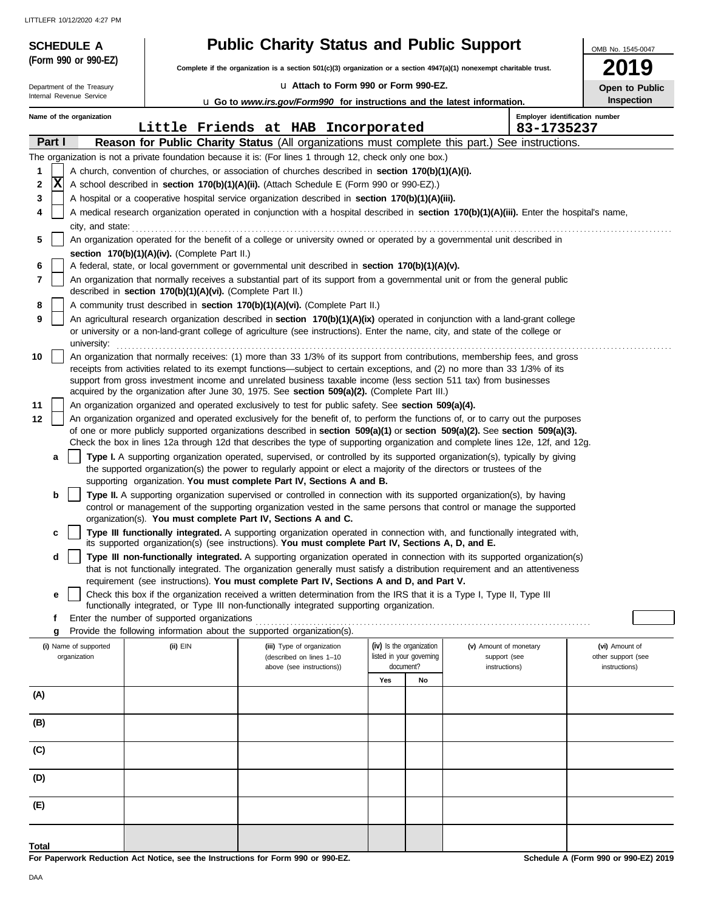LITTLEFR 10/12/2020 4:27 PM

**SCHEDULE A (Form 990 or 990-EZ)**

Department of the Treasury
Internal Revenue Service

# Public Charity Status and Public Support

**Complete if the organization is a section 501(c)(3) organization or a section 4947(a)(1) nonexempt charitable trust.**

u Attach to Form 990 or Form 990-EZ.

u Go to *www.irs.gov/Form990* for instructions and the latest information.

OMB No. 1545-0047

**2019**

**Open to Public Inspection**

Name of the organization: Little Friends at HAB Incorporated

Employer identification number: 83-1735237

**Part I — Reason for Public Charity Status** (All organizations must complete this part.) See instructions.

The organization is not a private foundation because it is: (For lines 1 through 12, check only one box.)

1. [ ] A church, convention of churches, or association of churches described in **section 170(b)(1)(A)(i).**
2. [X] A school described in **section 170(b)(1)(A)(ii).** (Attach Schedule E (Form 990 or 990-EZ).)
3. [ ] A hospital or a cooperative hospital service organization described in **section 170(b)(1)(A)(iii).**
4. [ ] A medical research organization operated in conjunction with a hospital described in **section 170(b)(1)(A)(iii).** Enter the hospital's name, city, and state:
5. [ ] An organization operated for the benefit of a college or university owned or operated by a governmental unit described in **section 170(b)(1)(A)(iv).** (Complete Part II.)
6. [ ] A federal, state, or local government or governmental unit described in **section 170(b)(1)(A)(v).**
7. [ ] An organization that normally receives a substantial part of its support from a governmental unit or from the general public described in **section 170(b)(1)(A)(vi).** (Complete Part II.)
8. [ ] A community trust described in **section 170(b)(1)(A)(vi).** (Complete Part II.)
9. [ ] An agricultural research organization described in **section 170(b)(1)(A)(ix)** operated in conjunction with a land-grant college or university or a non-land-grant college of agriculture (see instructions). Enter the name, city, and state of the college or university:
10. [ ] An organization that normally receives: (1) more than 33 1/3% of its support from contributions, membership fees, and gross receipts from activities related to its exempt functions—subject to certain exceptions, and (2) no more than 33 1/3% of its support from gross investment income and unrelated business taxable income (less section 511 tax) from businesses acquired by the organization after June 30, 1975. See **section 509(a)(2).** (Complete Part III.)
11. [ ] An organization organized and operated exclusively to test for public safety. See **section 509(a)(4).**
12. [ ] An organization organized and operated exclusively for the benefit of, to perform the functions of, or to carry out the purposes of one or more publicly supported organizations described in **section 509(a)(1)** or **section 509(a)(2).** See **section 509(a)(3).** Check the box in lines 12a through 12d that describes the type of supporting organization and complete lines 12e, 12f, and 12g.
   - **a** [ ] **Type I.** A supporting organization operated, supervised, or controlled by its supported organization(s), typically by giving the supported organization(s) the power to regularly appoint or elect a majority of the directors or trustees of the supporting organization. **You must complete Part IV, Sections A and B.**
   - **b** [ ] **Type II.** A supporting organization supervised or controlled in connection with its supported organization(s), by having control or management of the supporting organization vested in the same persons that control or manage the supported organization(s). **You must complete Part IV, Sections A and C.**
   - **c** [ ] **Type III functionally integrated.** A supporting organization operated in connection with, and functionally integrated with, its supported organization(s) (see instructions). **You must complete Part IV, Sections A, D, and E.**
   - **d** [ ] **Type III non-functionally integrated.** A supporting organization operated in connection with its supported organization(s) that is not functionally integrated. The organization generally must satisfy a distribution requirement and an attentiveness requirement (see instructions). **You must complete Part IV, Sections A and D, and Part V.**
   - **e** [ ] Check this box if the organization received a written determination from the IRS that it is a Type I, Type II, Type III functionally integrated, or Type III non-functionally integrated supporting organization.
   - **f** Enter the number of supported organizations
   - **g** Provide the following information about the supported organization(s).

| (i) Name of supported organization | (ii) EIN | (iii) Type of organization (described on lines 1–10 above (see instructions)) | (iv) Is the organization listed in your governing document? | | (v) Amount of monetary support (see instructions) | (vi) Amount of other support (see instructions) |
|---|---|---|---|---|---|---|
| | | | Yes | No | | |
| (A) | | | | | | |
| (B) | | | | | | |
| (C) | | | | | | |
| (D) | | | | | | |
| (E) | | | | | | |
| Total | | | | | | |

**For Paperwork Reduction Act Notice, see the Instructions for Form 990 or 990-EZ.**

**Schedule A (Form 990 or 990-EZ) 2019**

DAA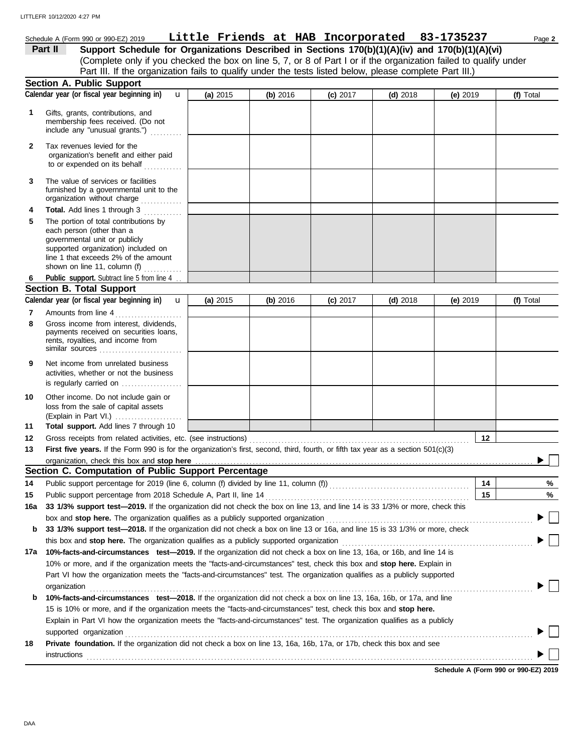Schedule A (Form 990 or 990-EZ) 2019 **Little Friends at HAB Incorporated 83-1735237**

**Part II** **Support Schedule for Organizations Described in Sections 170(b)(1)(A)(iv) and 170(b)(1)(A)(vi)**
(Complete only if you checked the box on line 5, 7, or 8 of Part I or if the organization failed to qualify under Part III. If the organization fails to qualify under the tests listed below, please complete Part III.)

## Section A. Public Support

| Calendar year (or fiscal year beginning in) | (a) 2015 | (b) 2016 | (c) 2017 | (d) 2018 | (e) 2019 | (f) Total |
|---|---|---|---|---|---|---|
| 1 Gifts, grants, contributions, and membership fees received. (Do not include any "unusual grants.") | | | | | | |
| 2 Tax revenues levied for the organization's benefit and either paid to or expended on its behalf | | | | | | |
| 3 The value of services or facilities furnished by a governmental unit to the organization without charge | | | | | | |
| 4 **Total.** Add lines 1 through 3 | | | | | | |
| 5 The portion of total contributions by each person (other than a governmental unit or publicly supported organization) included on line 1 that exceeds 2% of the amount shown on line 11, column (f) | | | | | | |
| 6 **Public support.** Subtract line 5 from line 4 | | | | | | |

## Section B. Total Support

| Calendar year (or fiscal year beginning in) | (a) 2015 | (b) 2016 | (c) 2017 | (d) 2018 | (e) 2019 | (f) Total |
|---|---|---|---|---|---|---|
| 7 Amounts from line 4 | | | | | | |
| 8 Gross income from interest, dividends, payments received on securities loans, rents, royalties, and income from similar sources | | | | | | |
| 9 Net income from unrelated business activities, whether or not the business is regularly carried on | | | | | | |
| 10 Other income. Do not include gain or loss from the sale of capital assets (Explain in Part VI.) | | | | | | |
| 11 **Total support.** Add lines 7 through 10 | | | | | | |

12 Gross receipts from related activities, etc. (see instructions) — 12

13 **First five years.** If the Form 990 is for the organization's first, second, third, fourth, or fifth tax year as a section 501(c)(3) organization, check this box and **stop here** ☐

## Section C. Computation of Public Support Percentage

14 Public support percentage for 2019 (line 6, column (f) divided by line 11, column (f)) — 14 — %

15 Public support percentage from 2018 Schedule A, Part II, line 14 — 15 — %

16a **33 1/3% support test—2019.** If the organization did not check the box on line 13, and line 14 is 33 1/3% or more, check this box and **stop here.** The organization qualifies as a publicly supported organization ☐

b **33 1/3% support test—2018.** If the organization did not check a box on line 13 or 16a, and line 15 is 33 1/3% or more, check this box and **stop here.** The organization qualifies as a publicly supported organization ☐

17a **10%-facts-and-circumstances test—2019.** If the organization did not check a box on line 13, 16a, or 16b, and line 14 is 10% or more, and if the organization meets the "facts-and-circumstances" test, check this box and **stop here.** Explain in Part VI how the organization meets the "facts-and-circumstances" test. The organization qualifies as a publicly supported organization ☐

b **10%-facts-and-circumstances test—2018.** If the organization did not check a box on line 13, 16a, 16b, or 17a, and line 15 is 10% or more, and if the organization meets the "facts-and-circumstances" test, check this box and **stop here.** Explain in Part VI how the organization meets the "facts-and-circumstances" test. The organization qualifies as a publicly supported organization ☐

18 **Private foundation.** If the organization did not check a box on line 13, 16a, 16b, 17a, or 17b, check this box and see instructions ☐

**Schedule A (Form 990 or 990-EZ) 2019**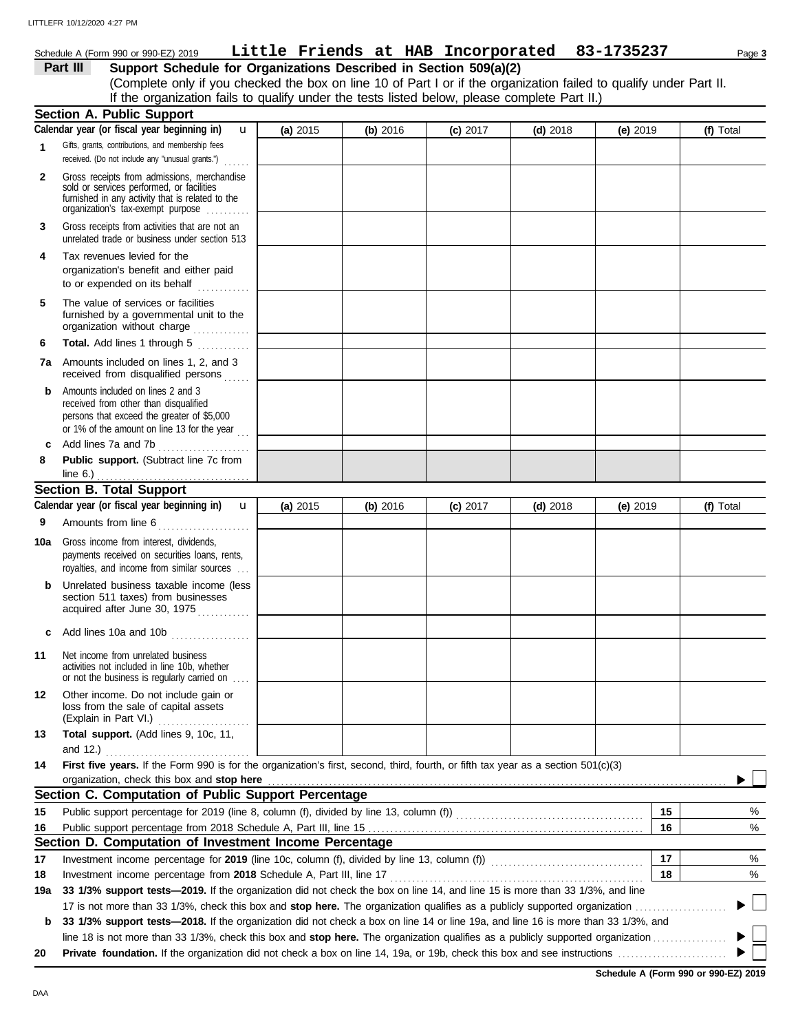Schedule A (Form 990 or 990-EZ) 2019 **Little Friends at HAB Incorporated 83-1735237** Page **3**

**Part III Support Schedule for Organizations Described in Section 509(a)(2)**

(Complete only if you checked the box on line 10 of Part I or if the organization failed to qualify under Part II. If the organization fails to qualify under the tests listed below, please complete Part II.)

## Section A. Public Support

| Calendar year (or fiscal year beginning in) u | (a) 2015 | (b) 2016 | (c) 2017 | (d) 2018 | (e) 2019 | (f) Total |
|---|---|---|---|---|---|---|
| 1 Gifts, grants, contributions, and membership fees received. (Do not include any "unusual grants.") | | | | | | |
| 2 Gross receipts from admissions, merchandise sold or services performed, or facilities furnished in any activity that is related to the organization's tax-exempt purpose | | | | | | |
| 3 Gross receipts from activities that are not an unrelated trade or business under section 513 | | | | | | |
| 4 Tax revenues levied for the organization's benefit and either paid to or expended on its behalf | | | | | | |
| 5 The value of services or facilities furnished by a governmental unit to the organization without charge | | | | | | |
| 6 **Total.** Add lines 1 through 5 | | | | | | |
| 7a Amounts included on lines 1, 2, and 3 received from disqualified persons | | | | | | |
| b Amounts included on lines 2 and 3 received from other than disqualified persons that exceed the greater of $5,000 or 1% of the amount on line 13 for the year | | | | | | |
| c Add lines 7a and 7b | | | | | | |
| 8 **Public support.** (Subtract line 7c from line 6.) | | | | | | |

## Section B. Total Support

| Calendar year (or fiscal year beginning in) u | (a) 2015 | (b) 2016 | (c) 2017 | (d) 2018 | (e) 2019 | (f) Total |
|---|---|---|---|---|---|---|
| 9 Amounts from line 6 | | | | | | |
| 10a Gross income from interest, dividends, payments received on securities loans, rents, royalties, and income from similar sources | | | | | | |
| b Unrelated business taxable income (less section 511 taxes) from businesses acquired after June 30, 1975 | | | | | | |
| c Add lines 10a and 10b | | | | | | |
| 11 Net income from unrelated business activities not included in line 10b, whether or not the business is regularly carried on | | | | | | |
| 12 Other income. Do not include gain or loss from the sale of capital assets (Explain in Part VI.) | | | | | | |
| 13 **Total support.** (Add lines 9, 10c, 11, and 12.) | | | | | | |

**14 First five years.** If the Form 990 is for the organization's first, second, third, fourth, or fifth tax year as a section 501(c)(3) organization, check this box and **stop here** ▶ ☐

## Section C. Computation of Public Support Percentage

| | | | |
|---|---|---|---|
| 15 | Public support percentage for 2019 (line 8, column (f), divided by line 13, column (f)) | 15 | % |
| 16 | Public support percentage from 2018 Schedule A, Part III, line 15 | 16 | % |

## Section D. Computation of Investment Income Percentage

| | | | |
|---|---|---|---|
| 17 | Investment income percentage for **2019** (line 10c, column (f), divided by line 13, column (f)) | 17 | % |
| 18 | Investment income percentage from **2018** Schedule A, Part III, line 17 | 18 | % |

**19a 33 1/3% support tests—2019.** If the organization did not check the box on line 14, and line 15 is more than 33 1/3%, and line 17 is not more than 33 1/3%, check this box and **stop here.** The organization qualifies as a publicly supported organization ▶ ☐

**b 33 1/3% support tests—2018.** If the organization did not check a box on line 14 or line 19a, and line 16 is more than 33 1/3%, and line 18 is not more than 33 1/3%, check this box and **stop here.** The organization qualifies as a publicly supported organization ▶ ☐

**20 Private foundation.** If the organization did not check a box on line 14, 19a, or 19b, check this box and see instructions ▶ ☐

**Schedule A (Form 990 or 990-EZ) 2019**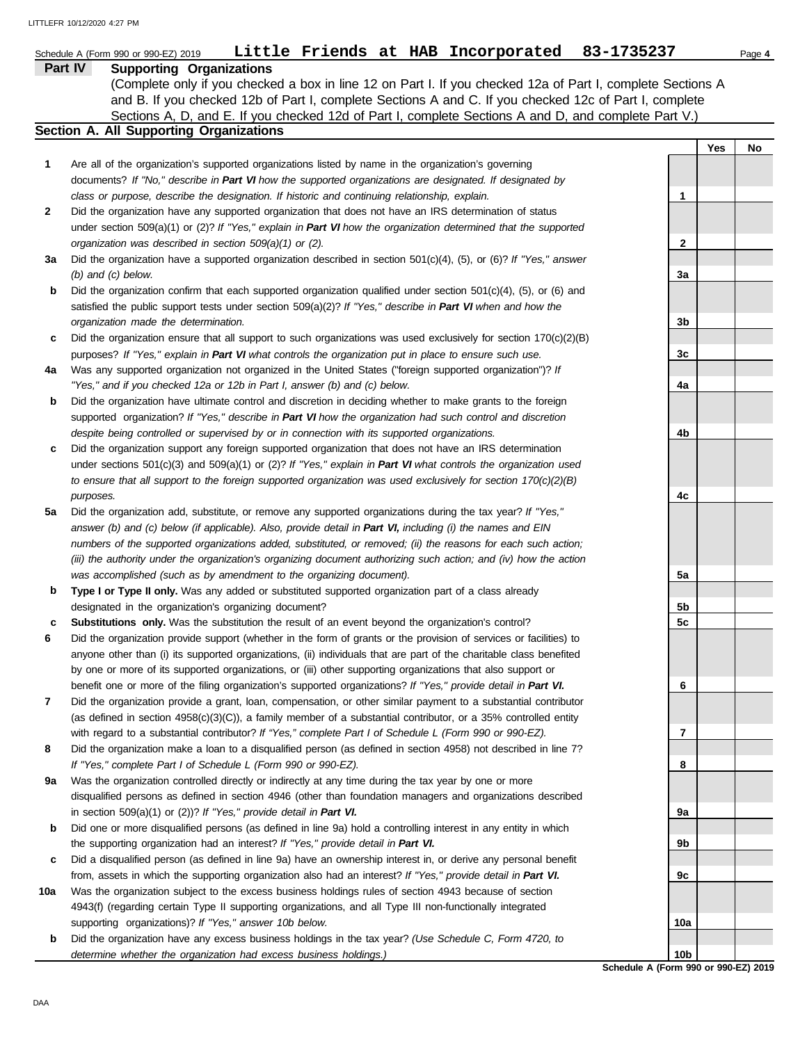Schedule A (Form 990 or 990-EZ) 2019 **Little Friends at HAB Incorporated 83-1735237** Page **4**

## Part IV Supporting Organizations

(Complete only if you checked a box in line 12 on Part I. If you checked 12a of Part I, complete Sections A and B. If you checked 12b of Part I, complete Sections A and C. If you checked 12c of Part I, complete Sections A, D, and E. If you checked 12d of Part I, complete Sections A and D, and complete Part V.)

### Section A. All Supporting Organizations

| | | | Yes | No |
|---|---|---|---|---|
| **1** | Are all of the organization's supported organizations listed by name in the organization's governing documents? *If "No," describe in **Part VI** how the supported organizations are designated. If designated by class or purpose, describe the designation. If historic and continuing relationship, explain.* | **1** | | |
| **2** | Did the organization have any supported organization that does not have an IRS determination of status under section 509(a)(1) or (2)? *If "Yes," explain in **Part VI** how the organization determined that the supported organization was described in section 509(a)(1) or (2).* | **2** | | |
| **3a** | Did the organization have a supported organization described in section 501(c)(4), (5), or (6)? *If "Yes," answer (b) and (c) below.* | **3a** | | |
| **b** | Did the organization confirm that each supported organization qualified under section 501(c)(4), (5), or (6) and satisfied the public support tests under section 509(a)(2)? *If "Yes," describe in **Part VI** when and how the organization made the determination.* | **3b** | | |
| **c** | Did the organization ensure that all support to such organizations was used exclusively for section 170(c)(2)(B) purposes? *If "Yes," explain in **Part VI** what controls the organization put in place to ensure such use.* | **3c** | | |
| **4a** | Was any supported organization not organized in the United States ("foreign supported organization")? *If "Yes," and if you checked 12a or 12b in Part I, answer (b) and (c) below.* | **4a** | | |
| **b** | Did the organization have ultimate control and discretion in deciding whether to make grants to the foreign supported organization? *If "Yes," describe in **Part VI** how the organization had such control and discretion despite being controlled or supervised by or in connection with its supported organizations.* | **4b** | | |
| **c** | Did the organization support any foreign supported organization that does not have an IRS determination under sections 501(c)(3) and 509(a)(1) or (2)? *If "Yes," explain in **Part VI** what controls the organization used to ensure that all support to the foreign supported organization was used exclusively for section 170(c)(2)(B) purposes.* | **4c** | | |
| **5a** | Did the organization add, substitute, or remove any supported organizations during the tax year? *If "Yes," answer (b) and (c) below (if applicable). Also, provide detail in **Part VI,** including (i) the names and EIN numbers of the supported organizations added, substituted, or removed; (ii) the reasons for each such action; (iii) the authority under the organization's organizing document authorizing such action; and (iv) how the action was accomplished (such as by amendment to the organizing document).* | **5a** | | |
| **b** | **Type I or Type II only.** Was any added or substituted supported organization part of a class already designated in the organization's organizing document? | **5b** | | |
| **c** | **Substitutions only.** Was the substitution the result of an event beyond the organization's control? | **5c** | | |
| **6** | Did the organization provide support (whether in the form of grants or the provision of services or facilities) to anyone other than (i) its supported organizations, (ii) individuals that are part of the charitable class benefited by one or more of its supported organizations, or (iii) other supporting organizations that also support or benefit one or more of the filing organization's supported organizations? *If "Yes," provide detail in **Part VI.*** | **6** | | |
| **7** | Did the organization provide a grant, loan, compensation, or other similar payment to a substantial contributor (as defined in section 4958(c)(3)(C)), a family member of a substantial contributor, or a 35% controlled entity with regard to a substantial contributor? *If "Yes," complete Part I of Schedule L (Form 990 or 990-EZ).* | **7** | | |
| **8** | Did the organization make a loan to a disqualified person (as defined in section 4958) not described in line 7? *If "Yes," complete Part I of Schedule L (Form 990 or 990-EZ).* | **8** | | |
| **9a** | Was the organization controlled directly or indirectly at any time during the tax year by one or more disqualified persons as defined in section 4946 (other than foundation managers and organizations described in section 509(a)(1) or (2))? *If "Yes," provide detail in **Part VI.*** | **9a** | | |
| **b** | Did one or more disqualified persons (as defined in line 9a) hold a controlling interest in any entity in which the supporting organization had an interest? *If "Yes," provide detail in **Part VI.*** | **9b** | | |
| **c** | Did a disqualified person (as defined in line 9a) have an ownership interest in, or derive any personal benefit from, assets in which the supporting organization also had an interest? *If "Yes," provide detail in **Part VI.*** | **9c** | | |
| **10a** | Was the organization subject to the excess business holdings rules of section 4943 because of section 4943(f) (regarding certain Type II supporting organizations, and all Type III non-functionally integrated supporting organizations)? *If "Yes," answer 10b below.* | **10a** | | |
| **b** | Did the organization have any excess business holdings in the tax year? *(Use Schedule C, Form 4720, to determine whether the organization had excess business holdings.)* | **10b** | | |

**Schedule A (Form 990 or 990-EZ) 2019**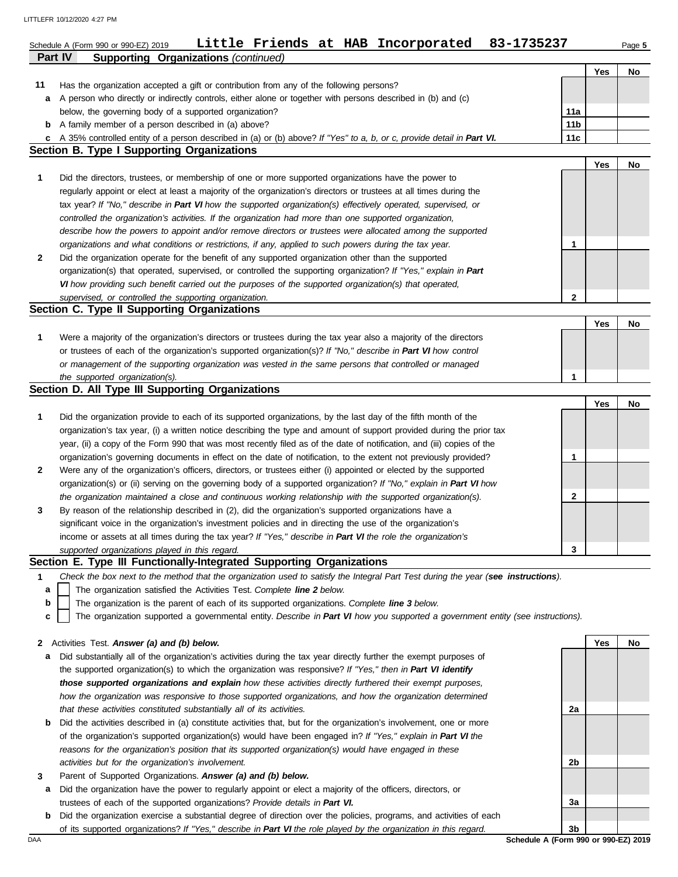Schedule A (Form 990 or 990-EZ) 2019 **Little Friends at HAB Incorporated 83-1735237** Page **5**

**Part IV Supporting Organizations** *(continued)*

| | | | Yes | No |
|---|---|---|---|---|
| **11** | Has the organization accepted a gift or contribution from any of the following persons? | | | |
| **a** | A person who directly or indirectly controls, either alone or together with persons described in (b) and (c) below, the governing body of a supported organization? | **11a** | | |
| **b** | A family member of a person described in (a) above? | **11b** | | |
| **c** | A 35% controlled entity of a person described in (a) or (b) above? *If "Yes" to a, b, or c, provide detail in **Part VI.*** | **11c** | | |

## Section B. Type I Supporting Organizations

| | | | Yes | No |
|---|---|---|---|---|
| **1** | Did the directors, trustees, or membership of one or more supported organizations have the power to regularly appoint or elect at least a majority of the organization's directors or trustees at all times during the tax year? *If "No," describe in **Part VI** how the supported organization(s) effectively operated, supervised, or controlled the organization's activities. If the organization had more than one supported organization, describe how the powers to appoint and/or remove directors or trustees were allocated among the supported organizations and what conditions or restrictions, if any, applied to such powers during the tax year.* | **1** | | |
| **2** | Did the organization operate for the benefit of any supported organization other than the supported organization(s) that operated, supervised, or controlled the supporting organization? *If "Yes," explain in **Part VI** how providing such benefit carried out the purposes of the supported organization(s) that operated, supervised, or controlled the supporting organization.* | **2** | | |

## Section C. Type II Supporting Organizations

| | | | Yes | No |
|---|---|---|---|---|
| **1** | Were a majority of the organization's directors or trustees during the tax year also a majority of the directors or trustees of each of the organization's supported organization(s)? *If "No," describe in **Part VI** how control or management of the supporting organization was vested in the same persons that controlled or managed the supported organization(s).* | **1** | | |

## Section D. All Type III Supporting Organizations

| | | | Yes | No |
|---|---|---|---|---|
| **1** | Did the organization provide to each of its supported organizations, by the last day of the fifth month of the organization's tax year, (i) a written notice describing the type and amount of support provided during the prior tax year, (ii) a copy of the Form 990 that was most recently filed as of the date of notification, and (iii) copies of the organization's governing documents in effect on the date of notification, to the extent not previously provided? | **1** | | |
| **2** | Were any of the organization's officers, directors, or trustees either (i) appointed or elected by the supported organization(s) or (ii) serving on the governing body of a supported organization? *If "No," explain in **Part VI** how the organization maintained a close and continuous working relationship with the supported organization(s).* | **2** | | |
| **3** | By reason of the relationship described in (2), did the organization's supported organizations have a significant voice in the organization's investment policies and in directing the use of the organization's income or assets at all times during the tax year? *If "Yes," describe in **Part VI** the role the organization's supported organizations played in this regard.* | **3** | | |

## Section E. Type III Functionally-Integrated Supporting Organizations

**1** *Check the box next to the method that the organization used to satisfy the Integral Part Test during the year (**see instructions**).*

- **a** ☐ The organization satisfied the Activities Test. *Complete **line 2** below.*
- **b** ☐ The organization is the parent of each of its supported organizations. *Complete **line 3** below.*
- **c** ☐ The organization supported a governmental entity. *Describe in **Part VI** how you supported a government entity (see instructions).*

| | | | Yes | No |
|---|---|---|---|---|
| **2** | Activities Test. ***Answer (a) and (b) below.*** | | | |
| **a** | Did substantially all of the organization's activities during the tax year directly further the exempt purposes of the supported organization(s) to which the organization was responsive? *If "Yes," then in **Part VI identify those supported organizations and explain** how these activities directly furthered their exempt purposes, how the organization was responsive to those supported organizations, and how the organization determined that these activities constituted substantially all of its activities.* | **2a** | | |
| **b** | Did the activities described in (a) constitute activities that, but for the organization's involvement, one or more of the organization's supported organization(s) would have been engaged in? *If "Yes," explain in **Part VI** the reasons for the organization's position that its supported organization(s) would have engaged in these activities but for the organization's involvement.* | **2b** | | |
| **3** | Parent of Supported Organizations. ***Answer (a) and (b) below.*** | | | |
| **a** | Did the organization have the power to regularly appoint or elect a majority of the officers, directors, or trustees of each of the supported organizations? *Provide details in **Part VI.*** | **3a** | | |
| **b** | Did the organization exercise a substantial degree of direction over the policies, programs, and activities of each of its supported organizations? *If "Yes," describe in **Part VI** the role played by the organization in this regard.* | **3b** | | |

**Schedule A (Form 990 or 990-EZ) 2019**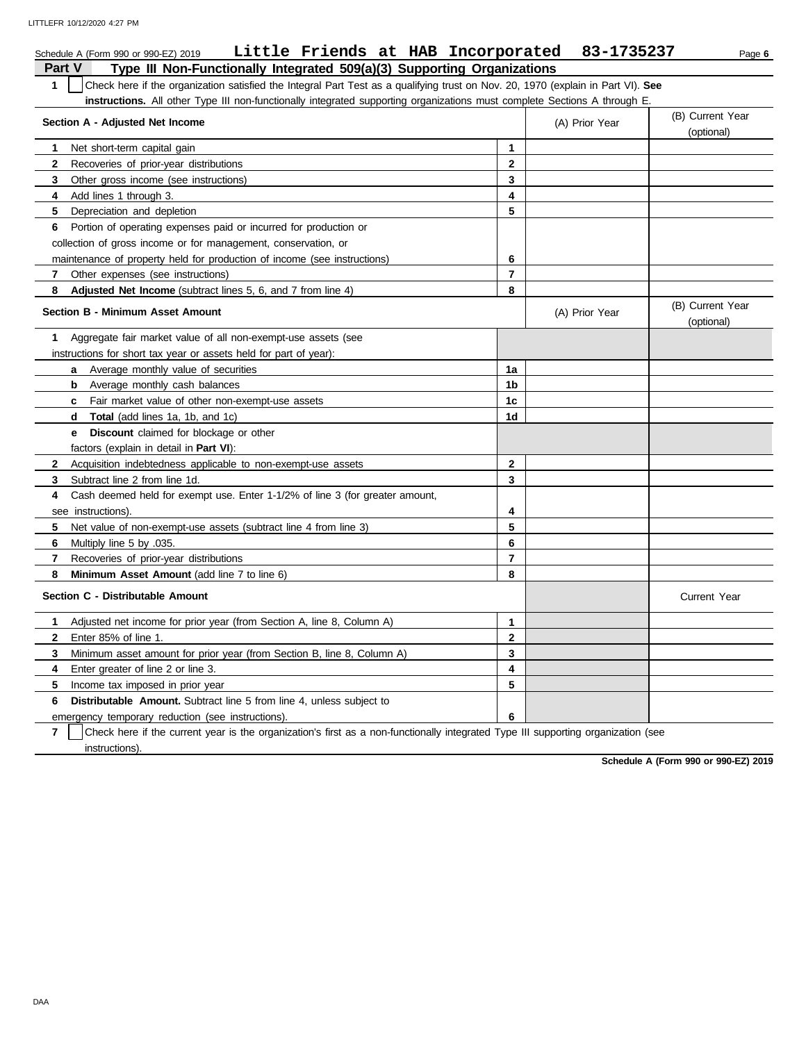Schedule A (Form 990 or 990-EZ) 2019 **Little Friends at HAB Incorporated 83-1735237** Page **6**

## Part V Type III Non-Functionally Integrated 509(a)(3) Supporting Organizations

**1** ☐ Check here if the organization satisfied the Integral Part Test as a qualifying trust on Nov. 20, 1970 (explain in Part VI). **See instructions.** All other Type III non-functionally integrated supporting organizations must complete Sections A through E.

| **Section A - Adjusted Net Income** | | (A) Prior Year | (B) Current Year (optional) |
|---|---|---|---|
| **1** Net short-term capital gain | **1** | | |
| **2** Recoveries of prior-year distributions | **2** | | |
| **3** Other gross income (see instructions) | **3** | | |
| **4** Add lines 1 through 3. | **4** | | |
| **5** Depreciation and depletion | **5** | | |
| **6** Portion of operating expenses paid or incurred for production or collection of gross income or for management, conservation, or maintenance of property held for production of income (see instructions) | **6** | | |
| **7** Other expenses (see instructions) | **7** | | |
| **8** **Adjusted Net Income** (subtract lines 5, 6, and 7 from line 4) | **8** | | |

| **Section B - Minimum Asset Amount** | | (A) Prior Year | (B) Current Year (optional) |
|---|---|---|---|
| **1** Aggregate fair market value of all non-exempt-use assets (see instructions for short tax year or assets held for part of year): | | | |
| **a** Average monthly value of securities | **1a** | | |
| **b** Average monthly cash balances | **1b** | | |
| **c** Fair market value of other non-exempt-use assets | **1c** | | |
| **d** **Total** (add lines 1a, 1b, and 1c) | **1d** | | |
| **e** **Discount** claimed for blockage or other factors (explain in detail in **Part VI**): | | | |
| **2** Acquisition indebtedness applicable to non-exempt-use assets | **2** | | |
| **3** Subtract line 2 from line 1d. | **3** | | |
| **4** Cash deemed held for exempt use. Enter 1-1/2% of line 3 (for greater amount, see instructions). | **4** | | |
| **5** Net value of non-exempt-use assets (subtract line 4 from line 3) | **5** | | |
| **6** Multiply line 5 by .035. | **6** | | |
| **7** Recoveries of prior-year distributions | **7** | | |
| **8** **Minimum Asset Amount** (add line 7 to line 6) | **8** | | |

| **Section C - Distributable Amount** | | | Current Year |
|---|---|---|---|
| **1** Adjusted net income for prior year (from Section A, line 8, Column A) | **1** | | |
| **2** Enter 85% of line 1. | **2** | | |
| **3** Minimum asset amount for prior year (from Section B, line 8, Column A) | **3** | | |
| **4** Enter greater of line 2 or line 3. | **4** | | |
| **5** Income tax imposed in prior year | **5** | | |
| **6** **Distributable Amount.** Subtract line 5 from line 4, unless subject to emergency temporary reduction (see instructions). | **6** | | |

**7** ☐ Check here if the current year is the organization's first as a non-functionally integrated Type III supporting organization (see instructions).

**Schedule A (Form 990 or 990-EZ) 2019**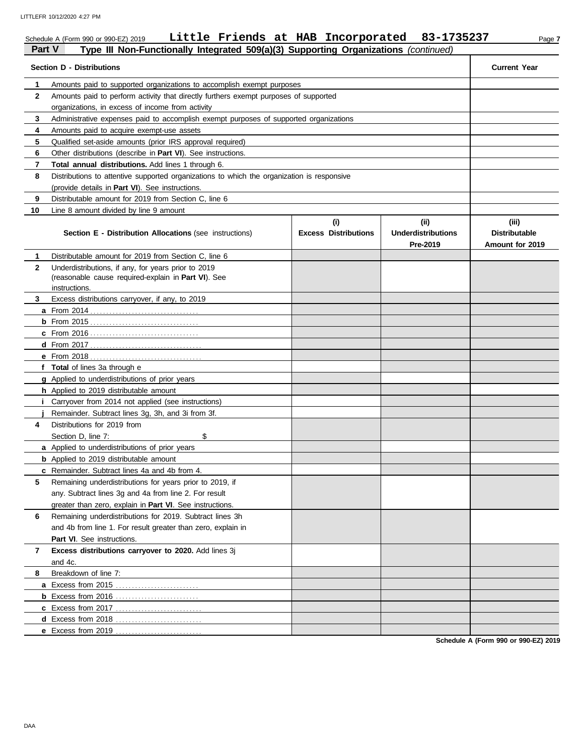Schedule A (Form 990 or 990-EZ) 2019 **Little Friends at HAB Incorporated 83-1735237**

## Part V Type III Non-Functionally Integrated 509(a)(3) Supporting Organizations *(continued)*

| **Section D - Distributions** | | **Current Year** |
|---|---|---|
| 1 | Amounts paid to supported organizations to accomplish exempt purposes | |
| 2 | Amounts paid to perform activity that directly furthers exempt purposes of supported organizations, in excess of income from activity | |
| 3 | Administrative expenses paid to accomplish exempt purposes of supported organizations | |
| 4 | Amounts paid to acquire exempt-use assets | |
| 5 | Qualified set-aside amounts (prior IRS approval required) | |
| 6 | Other distributions (describe in **Part VI**). See instructions. | |
| 7 | **Total annual distributions.** Add lines 1 through 6. | |
| 8 | Distributions to attentive supported organizations to which the organization is responsive (provide details in **Part VI**). See instructions. | |
| 9 | Distributable amount for 2019 from Section C, line 6 | |
| 10 | Line 8 amount divided by line 9 amount | |

| | **Section E - Distribution Allocations** (see instructions) | **(i) Excess Distributions** | **(ii) Underdistributions Pre-2019** | **(iii) Distributable Amount for 2019** |
|---|---|---|---|---|
| 1 | Distributable amount for 2019 from Section C, line 6 | | | |
| 2 | Underdistributions, if any, for years prior to 2019 (reasonable cause required-explain in **Part VI**). See instructions. | | | |
| 3 | Excess distributions carryover, if any, to 2019 | | | |
| a | From 2014 | | | |
| b | From 2015 | | | |
| c | From 2016 | | | |
| d | From 2017 | | | |
| e | From 2018 | | | |
| f | **Total** of lines 3a through e | | | |
| g | Applied to underdistributions of prior years | | | |
| h | Applied to 2019 distributable amount | | | |
| i | Carryover from 2014 not applied (see instructions) | | | |
| j | Remainder. Subtract lines 3g, 3h, and 3i from 3f. | | | |
| 4 | Distributions for 2019 from Section D, line 7: $ | | | |
| a | Applied to underdistributions of prior years | | | |
| b | Applied to 2019 distributable amount | | | |
| c | Remainder. Subtract lines 4a and 4b from 4. | | | |
| 5 | Remaining underdistributions for years prior to 2019, if any. Subtract lines 3g and 4a from line 2. For result greater than zero, explain in **Part VI**. See instructions. | | | |
| 6 | Remaining underdistributions for 2019. Subtract lines 3h and 4b from line 1. For result greater than zero, explain in **Part VI**. See instructions. | | | |
| 7 | **Excess distributions carryover to 2020.** Add lines 3j and 4c. | | | |
| 8 | Breakdown of line 7: | | | |
| a | Excess from 2015 | | | |
| b | Excess from 2016 | | | |
| c | Excess from 2017 | | | |
| d | Excess from 2018 | | | |
| e | Excess from 2019 | | | |

**Schedule A (Form 990 or 990-EZ) 2019**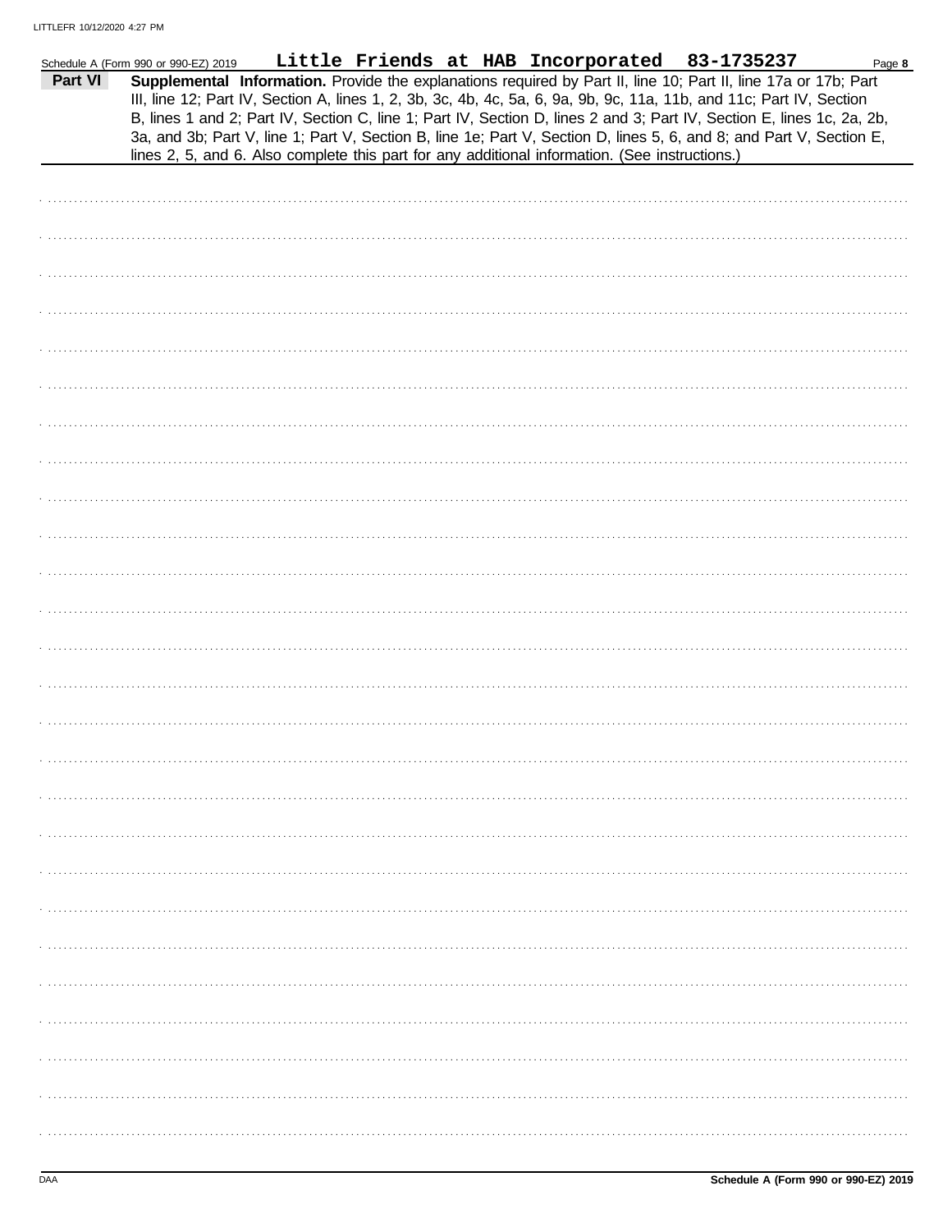Schedule A (Form 990 or 990-EZ) 2019 Little Friends at HAB Incorporated 83-1735237 Page **8**

**Part VI** **Supplemental Information.** Provide the explanations required by Part II, line 10; Part II, line 17a or 17b; Part III, line 12; Part IV, Section A, lines 1, 2, 3b, 3c, 4b, 4c, 5a, 6, 9a, 9b, 9c, 11a, 11b, and 11c; Part IV, Section B, lines 1 and 2; Part IV, Section C, line 1; Part IV, Section D, lines 2 and 3; Part IV, Section E, lines 1c, 2a, 2b, 3a, and 3b; Part V, line 1; Part V, Section B, line 1e; Part V, Section D, lines 5, 6, and 8; and Part V, Section E, lines 2, 5, and 6. Also complete this part for any additional information. (See instructions.)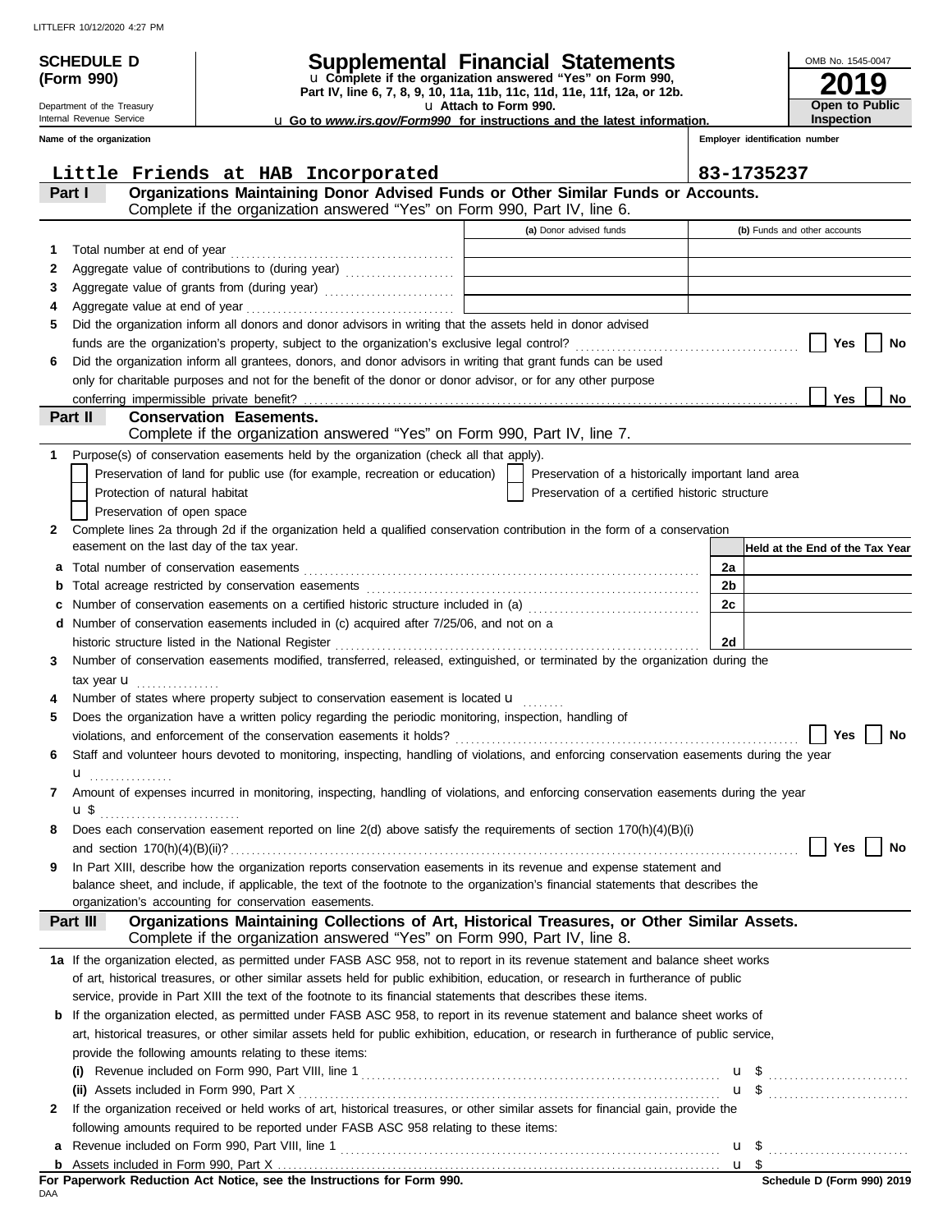**SCHEDULE D (Form 990)**

Department of the Treasury
Internal Revenue Service

# Supplemental Financial Statements

u Complete if the organization answered "Yes" on Form 990, Part IV, line 6, 7, 8, 9, 10, 11a, 11b, 11c, 11d, 11e, 11f, 12a, or 12b.
u Attach to Form 990.
u Go to *www.irs.gov/Form990* for instructions and the latest information.

OMB No. 1545-0047

**2019**

**Open to Public Inspection**

Name of the organization: Little Friends at HAB Incorporated

Employer identification number: 83-1735237

## Part I Organizations Maintaining Donor Advised Funds or Other Similar Funds or Accounts.

Complete if the organization answered "Yes" on Form 990, Part IV, line 6.

| | | (a) Donor advised funds | (b) Funds and other accounts |
|---|---|---|---|
| 1 | Total number at end of year | | |
| 2 | Aggregate value of contributions to (during year) | | |
| 3 | Aggregate value of grants from (during year) | | |
| 4 | Aggregate value at end of year | | |

5 Did the organization inform all donors and donor advisors in writing that the assets held in donor advised funds are the organization's property, subject to the organization's exclusive legal control? Yes No

6 Did the organization inform all grantees, donors, and donor advisors in writing that grant funds can be used only for charitable purposes and not for the benefit of the donor or donor advisor, or for any other purpose conferring impermissible private benefit? Yes No

## Part II Conservation Easements.

Complete if the organization answered "Yes" on Form 990, Part IV, line 7.

1 Purpose(s) of conservation easements held by the organization (check all that apply).

- Preservation of land for public use (for example, recreation or education)
- Protection of natural habitat
- Preservation of open space
- Preservation of a historically important land area
- Preservation of a certified historic structure

2 Complete lines 2a through 2d if the organization held a qualified conservation contribution in the form of a conservation easement on the last day of the tax year.

| | | | Held at the End of the Tax Year |
|---|---|---|---|
| a | Total number of conservation easements | 2a | |
| b | Total acreage restricted by conservation easements | 2b | |
| c | Number of conservation easements on a certified historic structure included in (a) | 2c | |
| d | Number of conservation easements included in (c) acquired after 7/25/06, and not on a historic structure listed in the National Register | 2d | |

3 Number of conservation easements modified, transferred, released, extinguished, or terminated by the organization during the tax year u

4 Number of states where property subject to conservation easement is located u

5 Does the organization have a written policy regarding the periodic monitoring, inspection, handling of violations, and enforcement of the conservation easements it holds? Yes No

6 Staff and volunteer hours devoted to monitoring, inspecting, handling of violations, and enforcing conservation easements during the year u

7 Amount of expenses incurred in monitoring, inspecting, handling of violations, and enforcing conservation easements during the year u $

8 Does each conservation easement reported on line 2(d) above satisfy the requirements of section 170(h)(4)(B)(i) and section 170(h)(4)(B)(ii)? Yes No

9 In Part XIII, describe how the organization reports conservation easements in its revenue and expense statement and balance sheet, and include, if applicable, the text of the footnote to the organization's financial statements that describes the organization's accounting for conservation easements.

## Part III Organizations Maintaining Collections of Art, Historical Treasures, or Other Similar Assets.

Complete if the organization answered "Yes" on Form 990, Part IV, line 8.

1a If the organization elected, as permitted under FASB ASC 958, not to report in its revenue statement and balance sheet works of art, historical treasures, or other similar assets held for public exhibition, education, or research in furtherance of public service, provide in Part XIII the text of the footnote to its financial statements that describes these items.

b If the organization elected, as permitted under FASB ASC 958, to report in its revenue statement and balance sheet works of art, historical treasures, or other similar assets held for public exhibition, education, or research in furtherance of public service, provide the following amounts relating to these items:

(i) Revenue included on Form 990, Part VIII, line 1 u $

(ii) Assets included in Form 990, Part X u $

2 If the organization received or held works of art, historical treasures, or other similar assets for financial gain, provide the following amounts required to be reported under FASB ASC 958 relating to these items:

a Revenue included on Form 990, Part VIII, line 1 u $

b Assets included in Form 990, Part X u $

**For Paperwork Reduction Act Notice, see the Instructions for Form 990.**

Schedule D (Form 990) 2019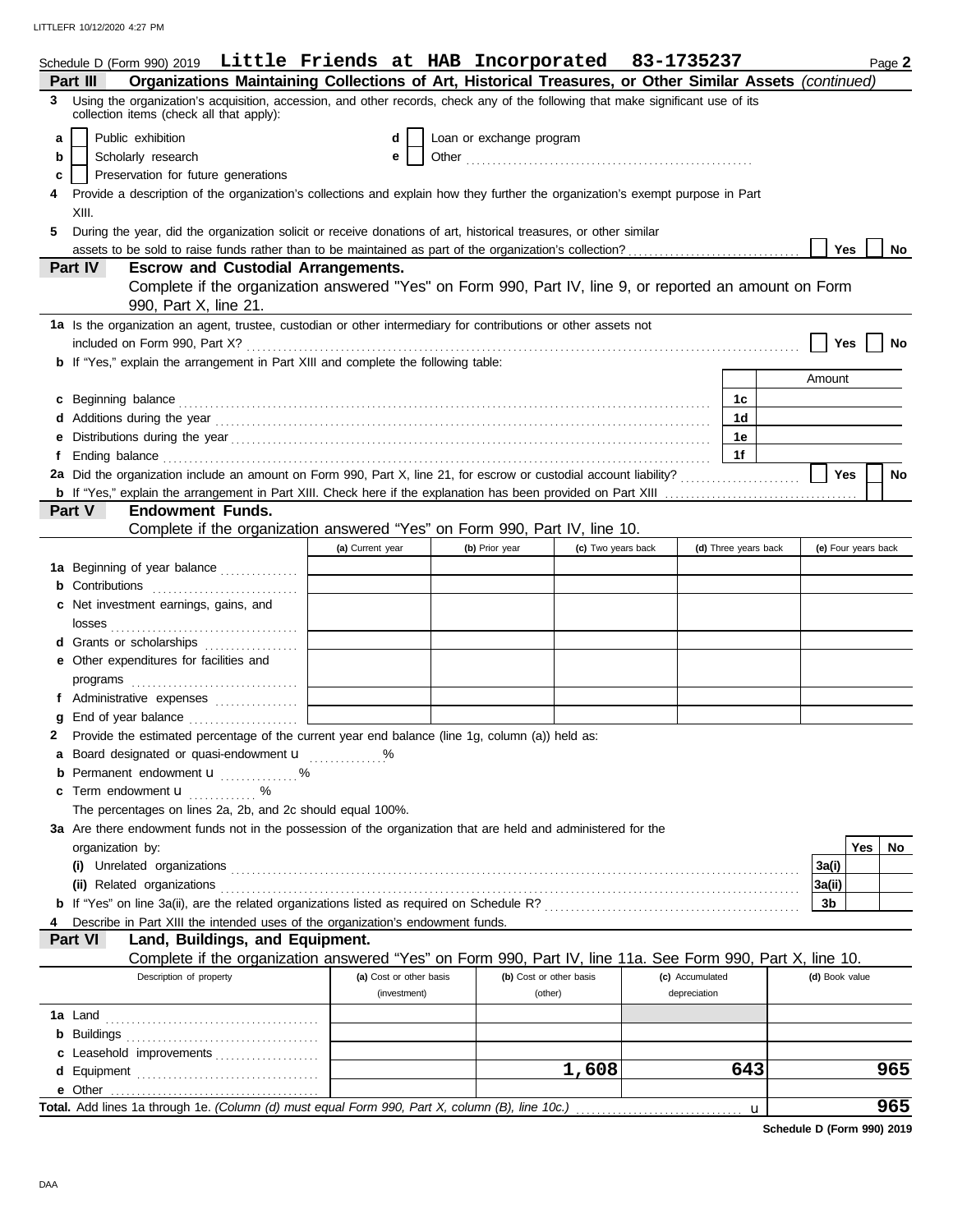Schedule D (Form 990) 2019 **Little Friends at HAB Incorporated 83-1735237** Page **2**

**Part III** **Organizations Maintaining Collections of Art, Historical Treasures, or Other Similar Assets** *(continued)*

**3** Using the organization's acquisition, accession, and other records, check any of the following that make significant use of its collection items (check all that apply):

- **a** ☐ Public exhibition
- **b** ☐ Scholarly research
- **c** ☐ Preservation for future generations
- **d** ☐ Loan or exchange program
- **e** ☐ Other

**4** Provide a description of the organization's collections and explain how they further the organization's exempt purpose in Part XIII.

**5** During the year, did the organization solicit or receive donations of art, historical treasures, or other similar assets to be sold to raise funds rather than to be maintained as part of the organization's collection? ☐ **Yes** ☐ **No**

**Part IV** **Escrow and Custodial Arrangements.**

Complete if the organization answered "Yes" on Form 990, Part IV, line 9, or reported an amount on Form 990, Part X, line 21.

**1a** Is the organization an agent, trustee, custodian or other intermediary for contributions or other assets not included on Form 990, Part X? ☐ **Yes** ☐ **No**

**b** If "Yes," explain the arrangement in Part XIII and complete the following table:

| | | Amount |
|---|---|---|
| **c** Beginning balance | **1c** | |
| **d** Additions during the year | **1d** | |
| **e** Distributions during the year | **1e** | |
| **f** Ending balance | **1f** | |

**2a** Did the organization include an amount on Form 990, Part X, line 21, for escrow or custodial account liability? ☐ **Yes** ☐ **No**

**b** If "Yes," explain the arrangement in Part XIII. Check here if the explanation has been provided on Part XIII ☐

**Part V** **Endowment Funds.**

Complete if the organization answered "Yes" on Form 990, Part IV, line 10.

| | (a) Current year | (b) Prior year | (c) Two years back | (d) Three years back | (e) Four years back |
|---|---|---|---|---|---|
| **1a** Beginning of year balance | | | | | |
| **b** Contributions | | | | | |
| **c** Net investment earnings, gains, and losses | | | | | |
| **d** Grants or scholarships | | | | | |
| **e** Other expenditures for facilities and programs | | | | | |
| **f** Administrative expenses | | | | | |
| **g** End of year balance | | | | | |

**2** Provide the estimated percentage of the current year end balance (line 1g, column (a)) held as:

- **a** Board designated or quasi-endowment u %
- **b** Permanent endowment u %
- **c** Term endowment u %

The percentages on lines 2a, 2b, and 2c should equal 100%.

**3a** Are there endowment funds not in the possession of the organization that are held and administered for the organization by:

| | | Yes | No |
|---|---|---|---|
| **(i)** Unrelated organizations | **3a(i)** | | |
| **(ii)** Related organizations | **3a(ii)** | | |
| **b** If "Yes" on line 3a(ii), are the related organizations listed as required on Schedule R? | **3b** | | |

**4** Describe in Part XIII the intended uses of the organization's endowment funds.

**Part VI** **Land, Buildings, and Equipment.**

Complete if the organization answered "Yes" on Form 990, Part IV, line 11a. See Form 990, Part X, line 10.

| Description of property | (a) Cost or other basis (investment) | (b) Cost or other basis (other) | (c) Accumulated depreciation | (d) Book value |
|---|---|---|---|---|
| **1a** Land | | | | |
| **b** Buildings | | | | |
| **c** Leasehold improvements | | | | |
| **d** Equipment | | 1,608 | 643 | 965 |
| **e** Other | | | | |
| **Total.** Add lines 1a through 1e. *(Column (d) must equal Form 990, Part X, column (B), line 10c.)* u | | | | 965 |

**Schedule D (Form 990) 2019**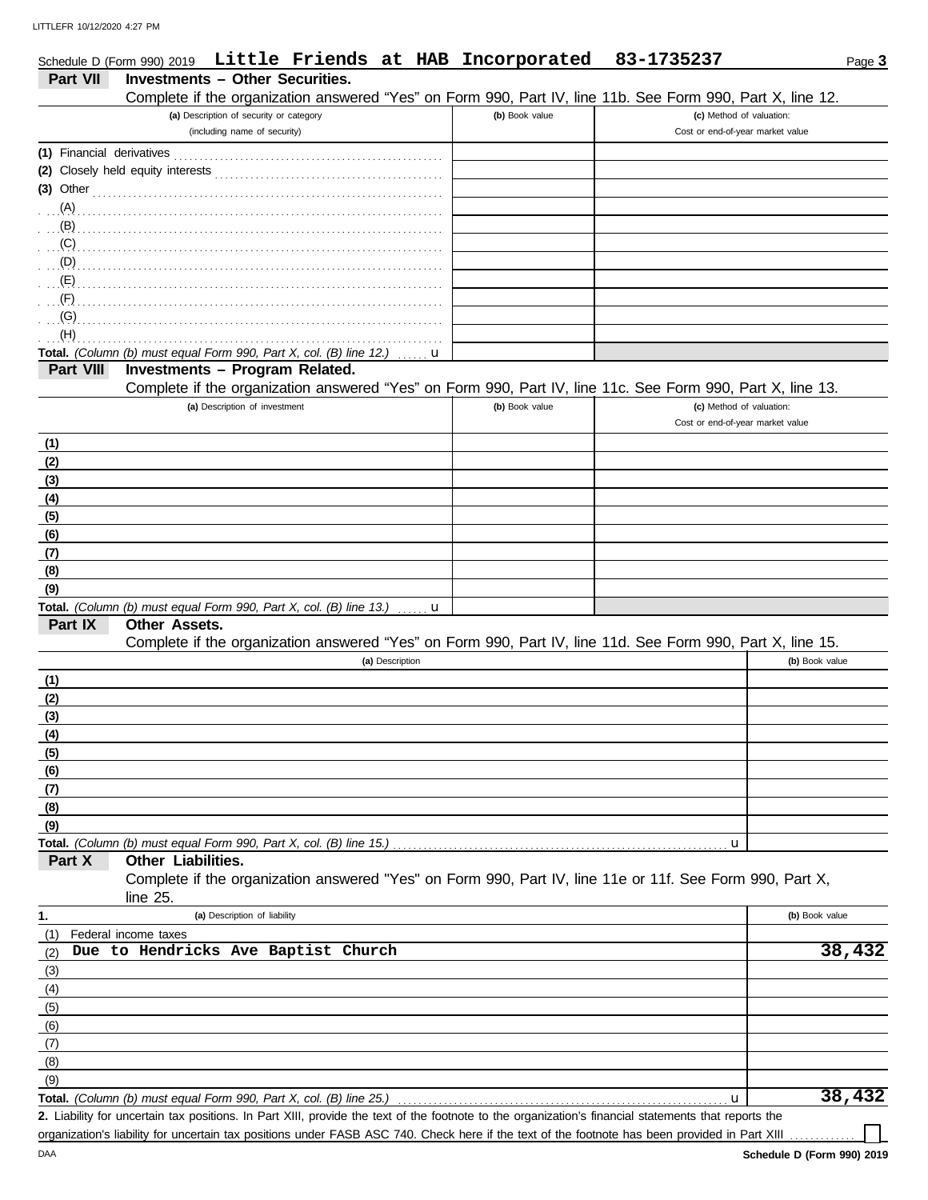Schedule D (Form 990) 2019 **Little Friends at HAB Incorporated 83-1735237** Page **3**

## Part VII Investments – Other Securities.

Complete if the organization answered "Yes" on Form 990, Part IV, line 11b. See Form 990, Part X, line 12.

| (a) Description of security or category (including name of security) | (b) Book value | (c) Method of valuation: Cost or end-of-year market value |
|---|---|---|
| (1) Financial derivatives | | |
| (2) Closely held equity interests | | |
| (3) Other | | |
| (A) | | |
| (B) | | |
| (C) | | |
| (D) | | |
| (E) | | |
| (F) | | |
| (G) | | |
| (H) | | |
| **Total.** *(Column (b) must equal Form 990, Part X, col. (B) line 12.)* u | | |

## Part VIII Investments – Program Related.

Complete if the organization answered "Yes" on Form 990, Part IV, line 11c. See Form 990, Part X, line 13.

| (a) Description of investment | (b) Book value | (c) Method of valuation: Cost or end-of-year market value |
|---|---|---|
| (1) | | |
| (2) | | |
| (3) | | |
| (4) | | |
| (5) | | |
| (6) | | |
| (7) | | |
| (8) | | |
| (9) | | |
| **Total.** *(Column (b) must equal Form 990, Part X, col. (B) line 13.)* u | | |

## Part IX Other Assets.

Complete if the organization answered "Yes" on Form 990, Part IV, line 11d. See Form 990, Part X, line 15.

| (a) Description | (b) Book value |
|---|---|
| (1) | |
| (2) | |
| (3) | |
| (4) | |
| (5) | |
| (6) | |
| (7) | |
| (8) | |
| (9) | |
| **Total.** *(Column (b) must equal Form 990, Part X, col. (B) line 15.)* u | |

## Part X Other Liabilities.

Complete if the organization answered "Yes" on Form 990, Part IV, line 11e or 11f. See Form 990, Part X, line 25.

| 1. (a) Description of liability | (b) Book value |
|---|---|
| (1) Federal income taxes | |
| (2) Due to Hendricks Ave Baptist Church | 38,432 |
| (3) | |
| (4) | |
| (5) | |
| (6) | |
| (7) | |
| (8) | |
| (9) | |
| **Total.** *(Column (b) must equal Form 990, Part X, col. (B) line 25.)* u | 38,432 |

**2.** Liability for uncertain tax positions. In Part XIII, provide the text of the footnote to the organization's financial statements that reports the organization's liability for uncertain tax positions under FASB ASC 740. Check here if the text of the footnote has been provided in Part XIII ☐

DAA **Schedule D (Form 990) 2019**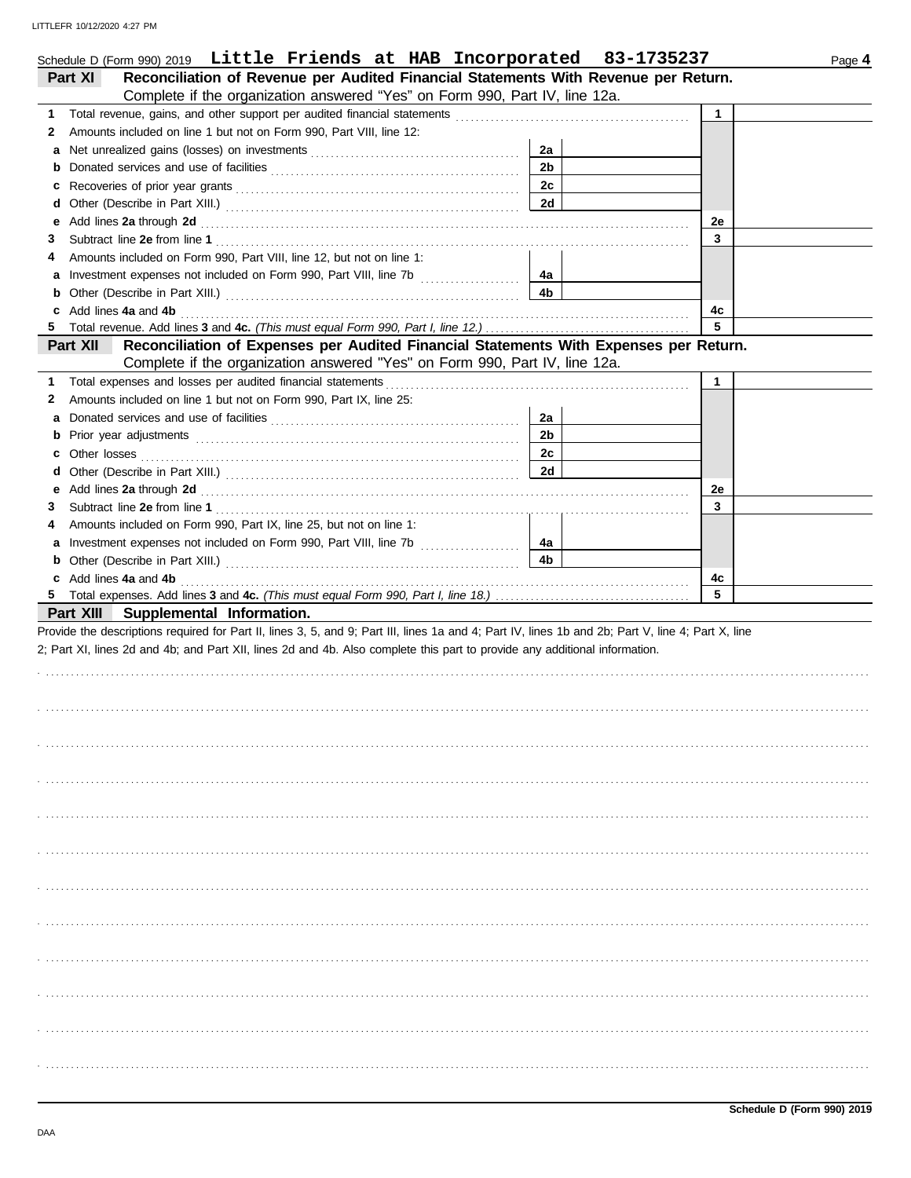Schedule D (Form 990) 2019 **Little Friends at HAB Incorporated 83-1735237** Page **4**

**Part XI — Reconciliation of Revenue per Audited Financial Statements With Revenue per Return.**
Complete if the organization answered "Yes" on Form 990, Part IV, line 12a.

| | | | | | |
|---|---|---|---|---|---|
| **1** | Total revenue, gains, and other support per audited financial statements | | | 1 | |
| **2** | Amounts included on line 1 but not on Form 990, Part VIII, line 12: | | | | |
| **a** | Net unrealized gains (losses) on investments | 2a | | | |
| **b** | Donated services and use of facilities | 2b | | | |
| **c** | Recoveries of prior year grants | 2c | | | |
| **d** | Other (Describe in Part XIII.) | 2d | | | |
| **e** | Add lines **2a** through **2d** | | | 2e | |
| **3** | Subtract line **2e** from line **1** | | | 3 | |
| **4** | Amounts included on Form 990, Part VIII, line 12, but not on line 1: | | | | |
| **a** | Investment expenses not included on Form 990, Part VIII, line 7b | 4a | | | |
| **b** | Other (Describe in Part XIII.) | 4b | | | |
| **c** | Add lines **4a** and **4b** | | | 4c | |
| **5** | Total revenue. Add lines **3** and **4c.** *(This must equal Form 990, Part I, line 12.)* | | | 5 | |

**Part XII — Reconciliation of Expenses per Audited Financial Statements With Expenses per Return.**
Complete if the organization answered "Yes" on Form 990, Part IV, line 12a.

| | | | | | |
|---|---|---|---|---|---|
| **1** | Total expenses and losses per audited financial statements | | | 1 | |
| **2** | Amounts included on line 1 but not on Form 990, Part IX, line 25: | | | | |
| **a** | Donated services and use of facilities | 2a | | | |
| **b** | Prior year adjustments | 2b | | | |
| **c** | Other losses | 2c | | | |
| **d** | Other (Describe in Part XIII.) | 2d | | | |
| **e** | Add lines **2a** through **2d** | | | 2e | |
| **3** | Subtract line **2e** from line **1** | | | 3 | |
| **4** | Amounts included on Form 990, Part IX, line 25, but not on line 1: | | | | |
| **a** | Investment expenses not included on Form 990, Part VIII, line 7b | 4a | | | |
| **b** | Other (Describe in Part XIII.) | 4b | | | |
| **c** | Add lines **4a** and **4b** | | | 4c | |
| **5** | Total expenses. Add lines **3** and **4c.** *(This must equal Form 990, Part I, line 18.)* | | | 5 | |

**Part XIII — Supplemental Information.**

Provide the descriptions required for Part II, lines 3, 5, and 9; Part III, lines 1a and 4; Part IV, lines 1b and 2b; Part V, line 4; Part X, line 2; Part XI, lines 2d and 4b; and Part XII, lines 2d and 4b. Also complete this part to provide any additional information.

**Schedule D (Form 990) 2019**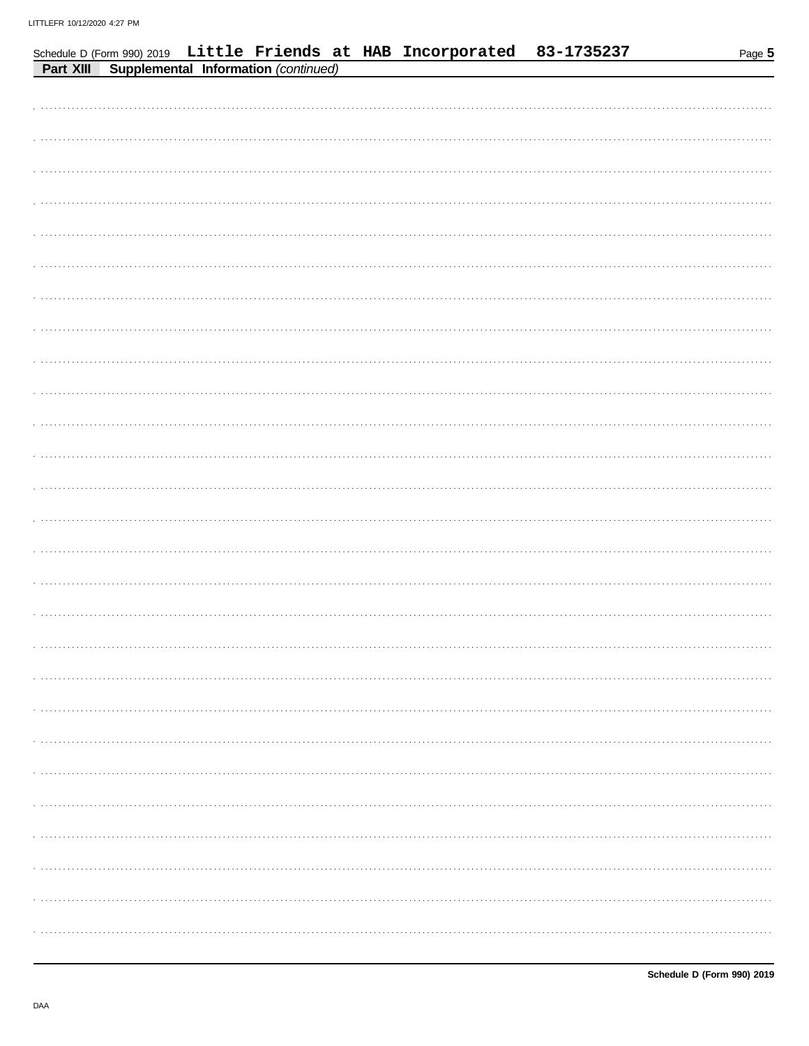Schedule D (Form 990) 2019 Little Friends at HAB Incorporated 83-1735237

**Part XIII Supplemental Information** *(continued)*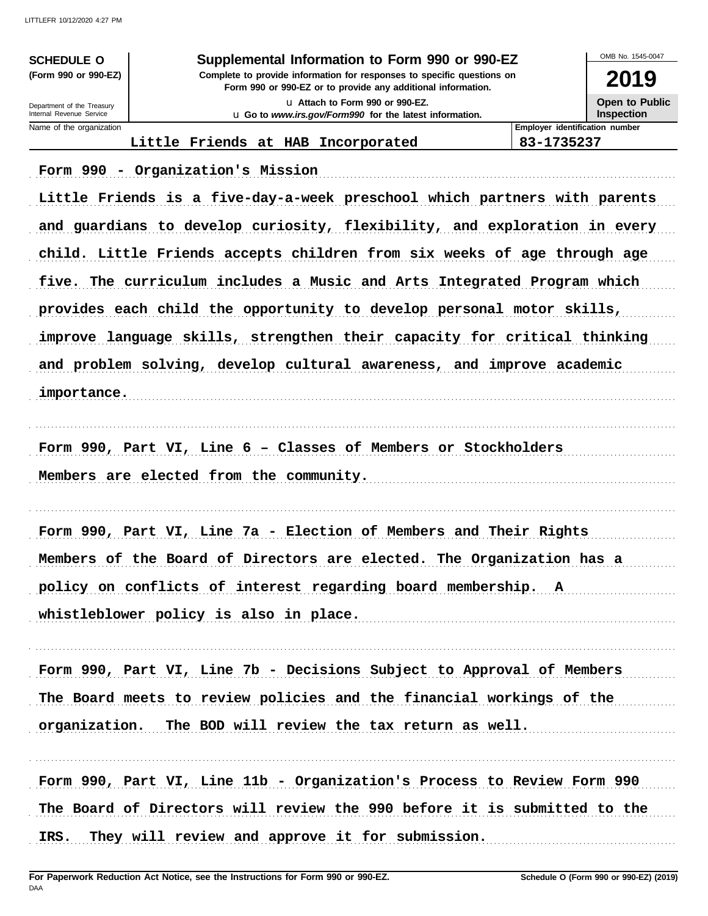**SCHEDULE O**
**(Form 990 or 990-EZ)**

Department of the Treasury
Internal Revenue Service

# Supplemental Information to Form 990 or 990-EZ

**Complete to provide information for responses to specific questions on Form 990 or 990-EZ or to provide any additional information.**

u Attach to Form 990 or 990-EZ.
u Go to *www.irs.gov/Form990* for the latest information.

OMB No. 1545-0047

**2019**

**Open to Public Inspection**

| Name of the organization | Employer identification number |
| --- | --- |
| Little Friends at HAB Incorporated | 83-1735237 |

Form 990 - Organization's Mission

Little Friends is a five-day-a-week preschool which partners with parents and guardians to develop curiosity, flexibility, and exploration in every child. Little Friends accepts children from six weeks of age through age five. The curriculum includes a Music and Arts Integrated Program which provides each child the opportunity to develop personal motor skills, improve language skills, strengthen their capacity for critical thinking and problem solving, develop cultural awareness, and improve academic importance.

Form 990, Part VI, Line 6 – Classes of Members or Stockholders

Members are elected from the community.

Form 990, Part VI, Line 7a - Election of Members and Their Rights

Members of the Board of Directors are elected. The Organization has a policy on conflicts of interest regarding board membership. A whistleblower policy is also in place.

Form 990, Part VI, Line 7b - Decisions Subject to Approval of Members

The Board meets to review policies and the financial workings of the organization. The BOD will review the tax return as well.

Form 990, Part VI, Line 11b - Organization's Process to Review Form 990

The Board of Directors will review the 990 before it is submitted to the IRS. They will review and approve it for submission.

**For Paperwork Reduction Act Notice, see the Instructions for Form 990 or 990-EZ.** **Schedule O (Form 990 or 990-EZ) (2019)**
DAA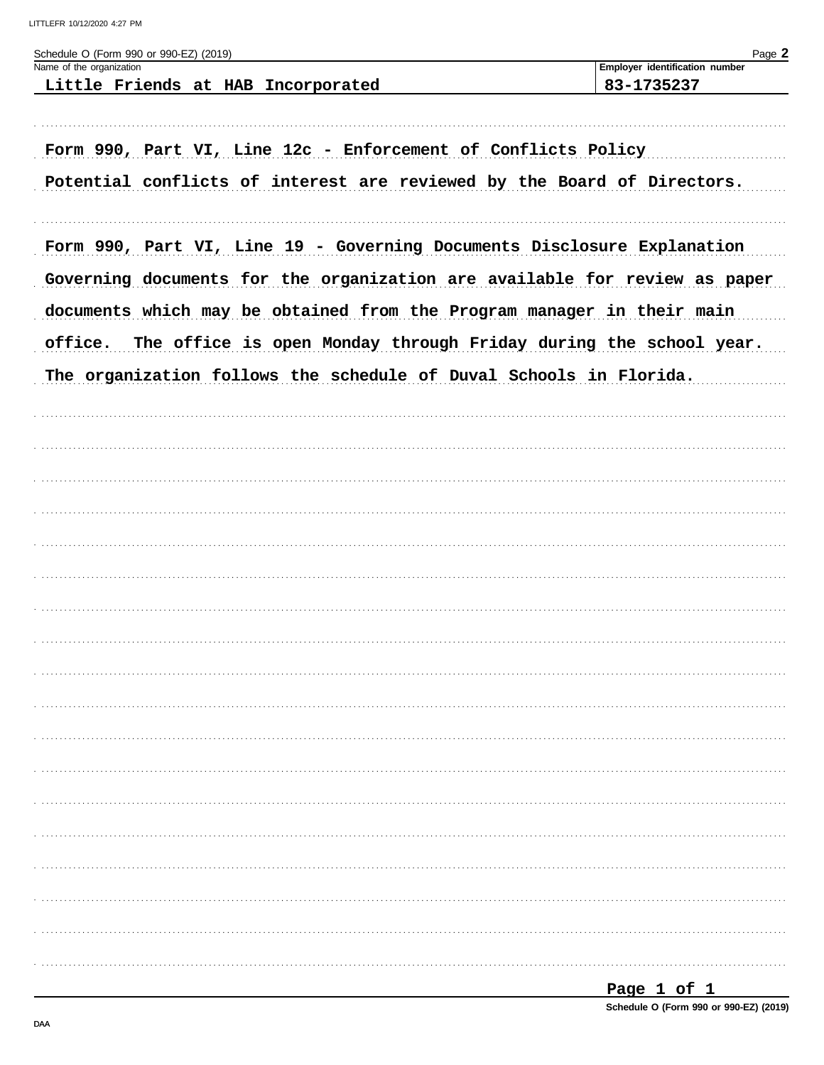Schedule O (Form 990 or 990-EZ) (2019)

Name of the organization: Little Friends at HAB Incorporated

Employer identification number: 83-1735237

Form 990, Part VI, Line 12c - Enforcement of Conflicts Policy

Potential conflicts of interest are reviewed by the Board of Directors.

Form 990, Part VI, Line 19 - Governing Documents Disclosure Explanation

Governing documents for the organization are available for review as paper documents which may be obtained from the Program manager in their main office. The office is open Monday through Friday during the school year. The organization follows the schedule of Duval Schools in Florida.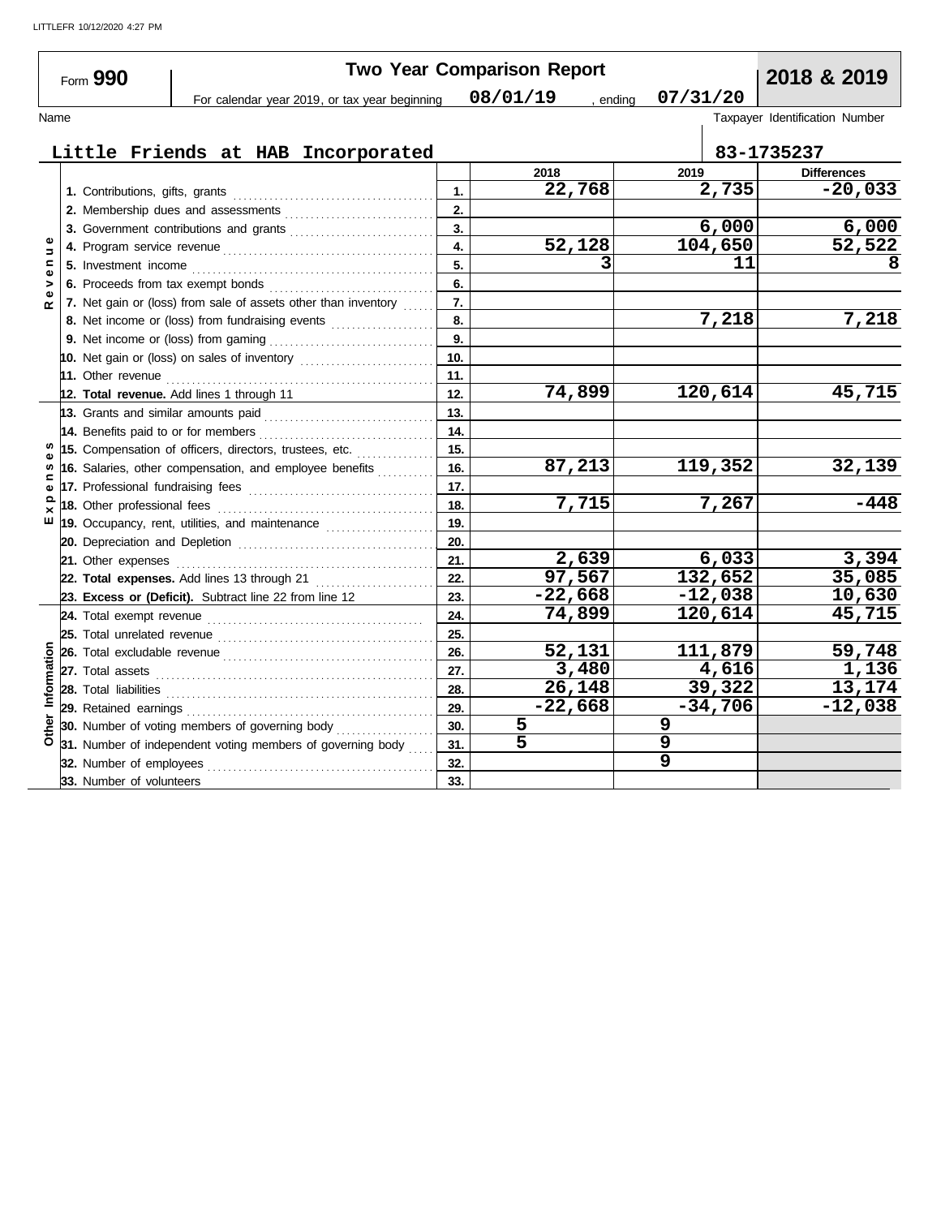LITTLEFR 10/12/2020 4:27 PM

# Form 990 — Two Year Comparison Report — 2018 & 2019

For calendar year 2019, or tax year beginning 08/01/19, ending 07/31/20

Name: **Little Friends at HAB Incorporated**

Taxpayer Identification Number: **83-1735237**

| | | | 2018 | 2019 | Differences |
|---|---|---|---|---|---|
| Revenue | 1. Contributions, gifts, grants | 1. | 22,768 | 2,735 | -20,033 |
| | 2. Membership dues and assessments | 2. | | | |
| | 3. Government contributions and grants | 3. | | 6,000 | 6,000 |
| | 4. Program service revenue | 4. | 52,128 | 104,650 | 52,522 |
| | 5. Investment income | 5. | 3 | 11 | 8 |
| | 6. Proceeds from tax exempt bonds | 6. | | | |
| | 7. Net gain or (loss) from sale of assets other than inventory | 7. | | | |
| | 8. Net income or (loss) from fundraising events | 8. | | 7,218 | 7,218 |
| | 9. Net income or (loss) from gaming | 9. | | | |
| | 10. Net gain or (loss) on sales of inventory | 10. | | | |
| | 11. Other revenue | 11. | | | |
| | **12. Total revenue.** Add lines 1 through 11 | 12. | 74,899 | 120,614 | 45,715 |
| Expenses | 13. Grants and similar amounts paid | 13. | | | |
| | 14. Benefits paid to or for members | 14. | | | |
| | 15. Compensation of officers, directors, trustees, etc. | 15. | | | |
| | 16. Salaries, other compensation, and employee benefits | 16. | 87,213 | 119,352 | 32,139 |
| | 17. Professional fundraising fees | 17. | | | |
| | 18. Other professional fees | 18. | 7,715 | 7,267 | -448 |
| | 19. Occupancy, rent, utilities, and maintenance | 19. | | | |
| | 20. Depreciation and Depletion | 20. | | | |
| | 21. Other expenses | 21. | 2,639 | 6,033 | 3,394 |
| | **22. Total expenses.** Add lines 13 through 21 | 22. | 97,567 | 132,652 | 35,085 |
| | **23. Excess or (Deficit).** Subtract line 22 from line 12 | 23. | -22,668 | -12,038 | 10,630 |
| Other Information | 24. Total exempt revenue | 24. | 74,899 | 120,614 | 45,715 |
| | 25. Total unrelated revenue | 25. | | | |
| | 26. Total excludable revenue | 26. | 52,131 | 111,879 | 59,748 |
| | 27. Total assets | 27. | 3,480 | 4,616 | 1,136 |
| | 28. Total liabilities | 28. | 26,148 | 39,322 | 13,174 |
| | 29. Retained earnings | 29. | -22,668 | -34,706 | -12,038 |
| | 30. Number of voting members of governing body | 30. | 5 | 9 | |
| | 31. Number of independent voting members of governing body | 31. | 5 | 9 | |
| | 32. Number of employees | 32. | | 9 | |
| | 33. Number of volunteers | 33. | | | |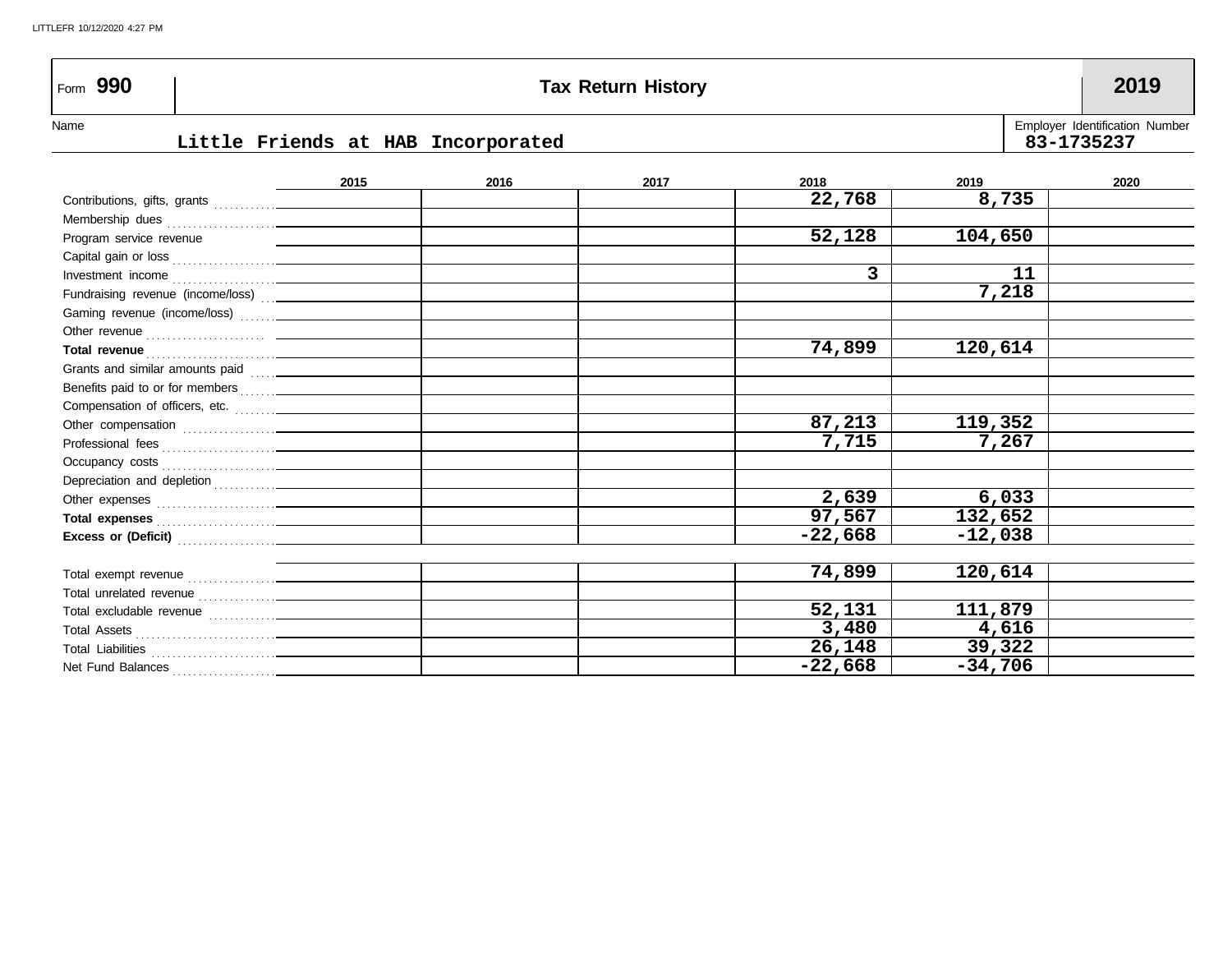Form **990** | **Tax Return History** | **2019**

Name: Little Friends at HAB Incorporated

Employer Identification Number: 83-1735237

| | 2015 | 2016 | 2017 | 2018 | 2019 | 2020 |
|---|---|---|---|---|---|---|
| Contributions, gifts, grants | | | | 22,768 | 8,735 | |
| Membership dues | | | | | | |
| Program service revenue | | | | 52,128 | 104,650 | |
| Capital gain or loss | | | | | | |
| Investment income | | | | 3 | 11 | |
| Fundraising revenue (income/loss) | | | | | 7,218 | |
| Gaming revenue (income/loss) | | | | | | |
| Other revenue | | | | | | |
| **Total revenue** | | | | 74,899 | 120,614 | |
| Grants and similar amounts paid | | | | | | |
| Benefits paid to or for members | | | | | | |
| Compensation of officers, etc. | | | | | | |
| Other compensation | | | | 87,213 | 119,352 | |
| Professional fees | | | | 7,715 | 7,267 | |
| Occupancy costs | | | | | | |
| Depreciation and depletion | | | | | | |
| Other expenses | | | | 2,639 | 6,033 | |
| **Total expenses** | | | | 97,567 | 132,652 | |
| **Excess or (Deficit)** | | | | -22,668 | -12,038 | |
| Total exempt revenue | | | | 74,899 | 120,614 | |
| Total unrelated revenue | | | | | | |
| Total excludable revenue | | | | 52,131 | 111,879 | |
| Total Assets | | | | 3,480 | 4,616 | |
| Total Liabilities | | | | 26,148 | 39,322 | |
| Net Fund Balances | | | | -22,668 | -34,706 | |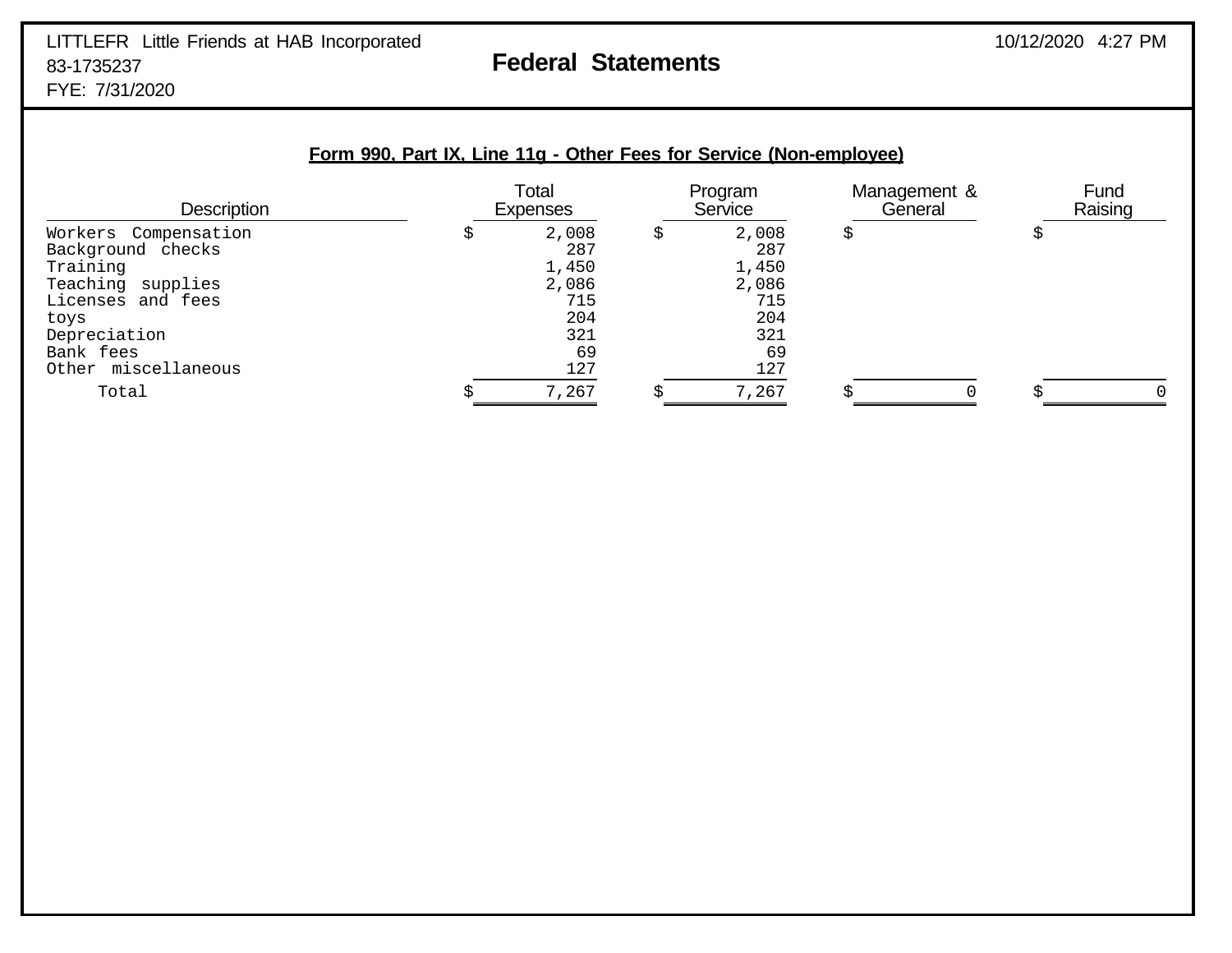LITTLEFR Little Friends at HAB Incorporated
83-1735237
FYE: 7/31/2020

# Federal Statements

10/12/2020 4:27 PM

## Form 990, Part IX, Line 11g - Other Fees for Service (Non-employee)

| Description | Total Expenses | Program Service | Management & General | Fund Raising |
|---|---|---|---|---|
| Workers Compensation | $ 2,008 | $ 2,008 | $ | $ |
| Background checks | 287 | 287 | | |
| Training | 1,450 | 1,450 | | |
| Teaching supplies | 2,086 | 2,086 | | |
| Licenses and fees | 715 | 715 | | |
| toys | 204 | 204 | | |
| Depreciation | 321 | 321 | | |
| Bank fees | 69 | 69 | | |
| Other miscellaneous | 127 | 127 | | |
| Total | $ 7,267 | $ 7,267 | $ 0 | $ 0 |